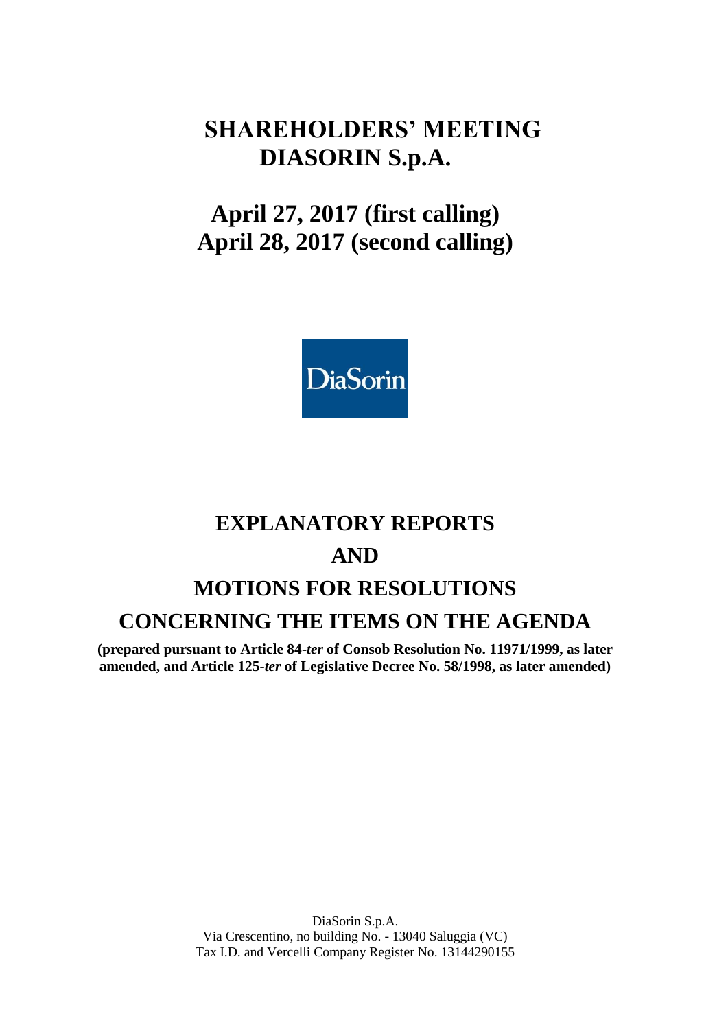# SHAREHOLDERS' MEETING DIASORIN S.p.A.

## April 27, 2017 (first calling)
## April 28, 2017 (second calling)

DiaSorin

# EXPLANATORY REPORTS
# AND
# MOTIONS FOR RESOLUTIONS
# CONCERNING THE ITEMS ON THE AGENDA

**(prepared pursuant to Article 84-*ter* of Consob Resolution No. 11971/1999, as later amended, and Article 125-*ter* of Legislative Decree No. 58/1998, as later amended)**

DiaSorin S.p.A.
Via Crescentino, no building No. - 13040 Saluggia (VC)
Tax I.D. and Vercelli Company Register No. 13144290155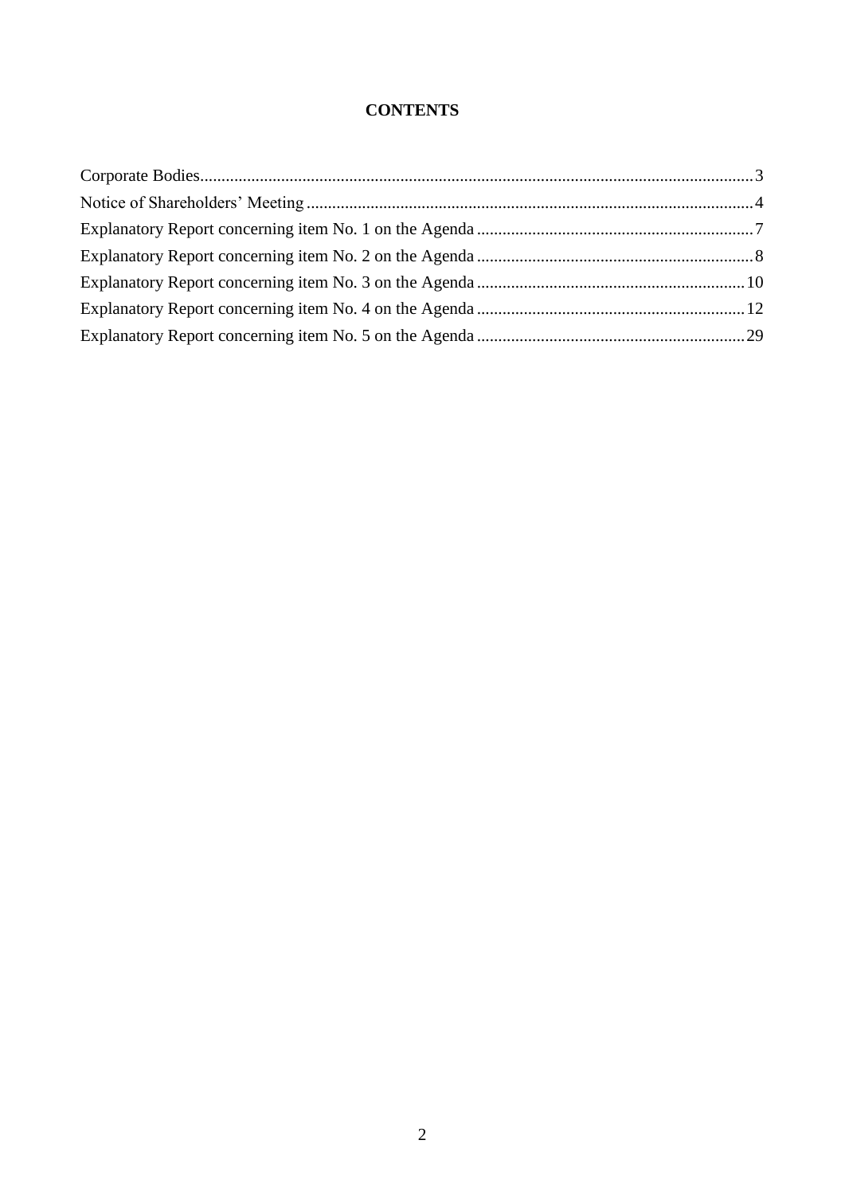# CONTENTS

Corporate Bodies....................................................................................................................3

Notice of Shareholders' Meeting ..........................................................................................4

Explanatory Report concerning item No. 1 on the Agenda ..................................................7

Explanatory Report concerning item No. 2 on the Agenda ..................................................8

Explanatory Report concerning item No. 3 on the Agenda ................................................10

Explanatory Report concerning item No. 4 on the Agenda ................................................12

Explanatory Report concerning item No. 5 on the Agenda ................................................29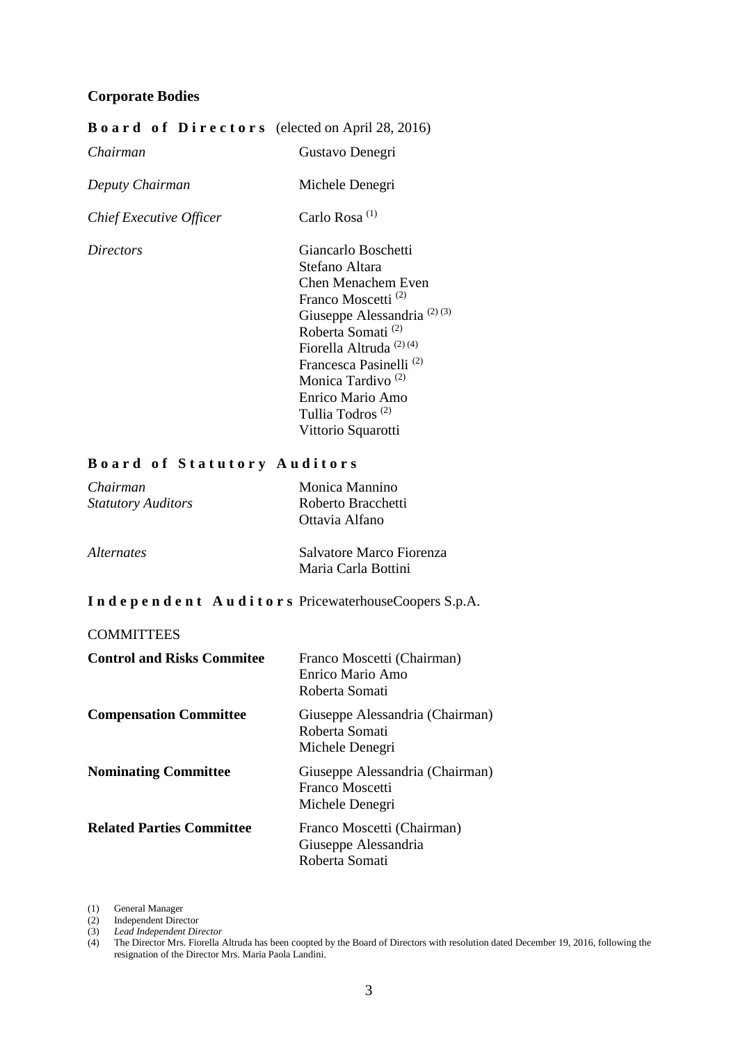## Corporate Bodies

**Board of Directors** (elected on April 28, 2016)

| | |
|---|---|
| *Chairman* | Gustavo Denegri |
| *Deputy Chairman* | Michele Denegri |
| *Chief Executive Officer* | Carlo Rosa (1) |
| *Directors* | Giancarlo Boschetti<br>Stefano Altara<br>Chen Menachem Even<br>Franco Moscetti (2)<br>Giuseppe Alessandria (2) (3)<br>Roberta Somati (2)<br>Fiorella Altruda (2) (4)<br>Francesca Pasinelli (2)<br>Monica Tardivo (2)<br>Enrico Mario Amo<br>Tullia Todros (2)<br>Vittorio Squarotti |

**Board of Statutory Auditors**

| | |
|---|---|
| *Chairman* | Monica Mannino |
| *Statutory Auditors* | Roberto Bracchetti<br>Ottavia Alfano |
| *Alternates* | Salvatore Marco Fiorenza<br>Maria Carla Bottini |

**Independent Auditors** PricewaterhouseCoopers S.p.A.

COMMITTEES

| | |
|---|---|
| **Control and Risks Commitee** | Franco Moscetti (Chairman)<br>Enrico Mario Amo<br>Roberta Somati |
| **Compensation Committee** | Giuseppe Alessandria (Chairman)<br>Roberta Somati<br>Michele Denegri |
| **Nominating Committee** | Giuseppe Alessandria (Chairman)<br>Franco Moscetti<br>Michele Denegri |
| **Related Parties Committee** | Franco Moscetti (Chairman)<br>Giuseppe Alessandria<br>Roberta Somati |

(1) General Manager
(2) Independent Director
(3) *Lead Independent Director*
(4) The Director Mrs. Fiorella Altruda has been coopted by the Board of Directors with resolution dated December 19, 2016, following the resignation of the Director Mrs. Maria Paola Landini.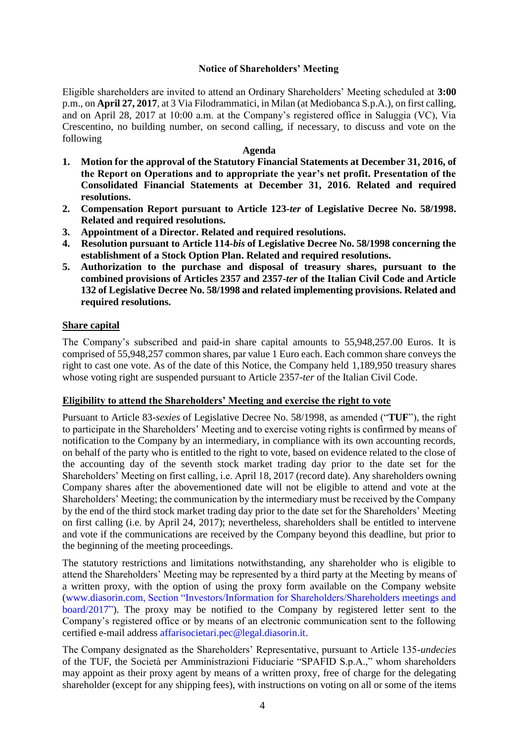## Notice of Shareholders' Meeting

Eligible shareholders are invited to attend an Ordinary Shareholders' Meeting scheduled at **3:00** p.m., on **April 27, 2017**, at 3 Via Filodrammatici, in Milan (at Mediobanca S.p.A.), on first calling, and on April 28, 2017 at 10:00 a.m. at the Company's registered office in Saluggia (VC), Via Crescentino, no building number, on second calling, if necessary, to discuss and vote on the following

**Agenda**

1. **Motion for the approval of the Statutory Financial Statements at December 31, 2016, of the Report on Operations and to appropriate the year's net profit. Presentation of the Consolidated Financial Statements at December 31, 2016. Related and required resolutions.**
2. **Compensation Report pursuant to Article 123-*ter* of Legislative Decree No. 58/1998. Related and required resolutions.**
3. **Appointment of a Director. Related and required resolutions.**
4. **Resolution pursuant to Article 114-*bis* of Legislative Decree No. 58/1998 concerning the establishment of a Stock Option Plan. Related and required resolutions.**
5. **Authorization to the purchase and disposal of treasury shares, pursuant to the combined provisions of Articles 2357 and 2357-*ter* of the Italian Civil Code and Article 132 of Legislative Decree No. 58/1998 and related implementing provisions. Related and required resolutions.**

### Share capital

The Company's subscribed and paid-in share capital amounts to 55,948,257.00 Euros. It is comprised of 55,948,257 common shares, par value 1 Euro each. Each common share conveys the right to cast one vote. As of the date of this Notice, the Company held 1,189,950 treasury shares whose voting right are suspended pursuant to Article 2357-*ter* of the Italian Civil Code.

### Eligibility to attend the Shareholders' Meeting and exercise the right to vote

Pursuant to Article 83-*sexies* of Legislative Decree No. 58/1998, as amended ("**TUF**"), the right to participate in the Shareholders' Meeting and to exercise voting rights is confirmed by means of notification to the Company by an intermediary, in compliance with its own accounting records, on behalf of the party who is entitled to the right to vote, based on evidence related to the close of the accounting day of the seventh stock market trading day prior to the date set for the Shareholders' Meeting on first calling, i.e. April 18, 2017 (record date). Any shareholders owning Company shares after the abovementioned date will not be eligible to attend and vote at the Shareholders' Meeting; the communication by the intermediary must be received by the Company by the end of the third stock market trading day prior to the date set for the Shareholders' Meeting on first calling (i.e. by April 24, 2017); nevertheless, shareholders shall be entitled to intervene and vote if the communications are received by the Company beyond this deadline, but prior to the beginning of the meeting proceedings.

The statutory restrictions and limitations notwithstanding, any shareholder who is eligible to attend the Shareholders' Meeting may be represented by a third party at the Meeting by means of a written proxy, with the option of using the proxy form available on the Company website (www.diasorin.com, Section "Investors/Information for Shareholders/Shareholders meetings and board/2017"). The proxy may be notified to the Company by registered letter sent to the Company's registered office or by means of an electronic communication sent to the following certified e-mail address affarisocietari.pec@legal.diasorin.it.

The Company designated as the Shareholders' Representative, pursuant to Article 135-*undecies* of the TUF, the Società per Amministrazioni Fiduciarie "SPAFID S.p.A.," whom shareholders may appoint as their proxy agent by means of a written proxy, free of charge for the delegating shareholder (except for any shipping fees), with instructions on voting on all or some of the items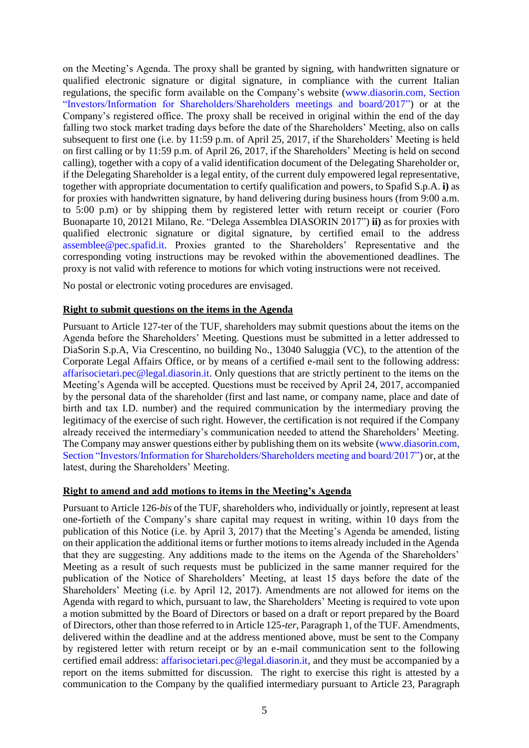on the Meeting's Agenda. The proxy shall be granted by signing, with handwritten signature or qualified electronic signature or digital signature, in compliance with the current Italian regulations, the specific form available on the Company's website (www.diasorin.com, Section "Investors/Information for Shareholders/Shareholders meetings and board/2017") or at the Company's registered office. The proxy shall be received in original within the end of the day falling two stock market trading days before the date of the Shareholders' Meeting, also on calls subsequent to first one (i.e. by 11:59 p.m. of April 25, 2017, if the Shareholders' Meeting is held on first calling or by 11:59 p.m. of April 26, 2017, if the Shareholders' Meeting is held on second calling), together with a copy of a valid identification document of the Delegating Shareholder or, if the Delegating Shareholder is a legal entity, of the current duly empowered legal representative, together with appropriate documentation to certify qualification and powers, to Spafid S.p.A. **i)** as for proxies with handwritten signature, by hand delivering during business hours (from 9:00 a.m. to 5:00 p.m) or by shipping them by registered letter with return receipt or courier (Foro Buonaparte 10, 20121 Milano, Re. "Delega Assemblea DIASORIN 2017") **ii)** as for proxies with qualified electronic signature or digital signature, by certified email to the address assemblee@pec.spafid.it. Proxies granted to the Shareholders' Representative and the corresponding voting instructions may be revoked within the abovementioned deadlines. The proxy is not valid with reference to motions for which voting instructions were not received.

No postal or electronic voting procedures are envisaged.

**Right to submit questions on the items in the Agenda**

Pursuant to Article 127-ter of the TUF, shareholders may submit questions about the items on the Agenda before the Shareholders' Meeting. Questions must be submitted in a letter addressed to DiaSorin S.p.A, Via Crescentino, no building No., 13040 Saluggia (VC), to the attention of the Corporate Legal Affairs Office, or by means of a certified e-mail sent to the following address: affarisocietari.pec@legal.diasorin.it. Only questions that are strictly pertinent to the items on the Meeting's Agenda will be accepted. Questions must be received by April 24, 2017, accompanied by the personal data of the shareholder (first and last name, or company name, place and date of birth and tax I.D. number) and the required communication by the intermediary proving the legitimacy of the exercise of such right. However, the certification is not required if the Company already received the intermediary's communication needed to attend the Shareholders' Meeting. The Company may answer questions either by publishing them on its website (www.diasorin.com, Section "Investors/Information for Shareholders/Shareholders meeting and board/2017") or, at the latest, during the Shareholders' Meeting.

**Right to amend and add motions to items in the Meeting's Agenda**

Pursuant to Article 126-*bis* of the TUF, shareholders who, individually or jointly, represent at least one-fortieth of the Company's share capital may request in writing, within 10 days from the publication of this Notice (i.e. by April 3, 2017) that the Meeting's Agenda be amended, listing on their application the additional items or further motions to items already included in the Agenda that they are suggesting. Any additions made to the items on the Agenda of the Shareholders' Meeting as a result of such requests must be publicized in the same manner required for the publication of the Notice of Shareholders' Meeting, at least 15 days before the date of the Shareholders' Meeting (i.e. by April 12, 2017). Amendments are not allowed for items on the Agenda with regard to which, pursuant to law, the Shareholders' Meeting is required to vote upon a motion submitted by the Board of Directors or based on a draft or report prepared by the Board of Directors, other than those referred to in Article 125-*ter*, Paragraph 1, of the TUF. Amendments, delivered within the deadline and at the address mentioned above, must be sent to the Company by registered letter with return receipt or by an e-mail communication sent to the following certified email address: affarisocietari.pec@legal.diasorin.it, and they must be accompanied by a report on the items submitted for discussion. The right to exercise this right is attested by a communication to the Company by the qualified intermediary pursuant to Article 23, Paragraph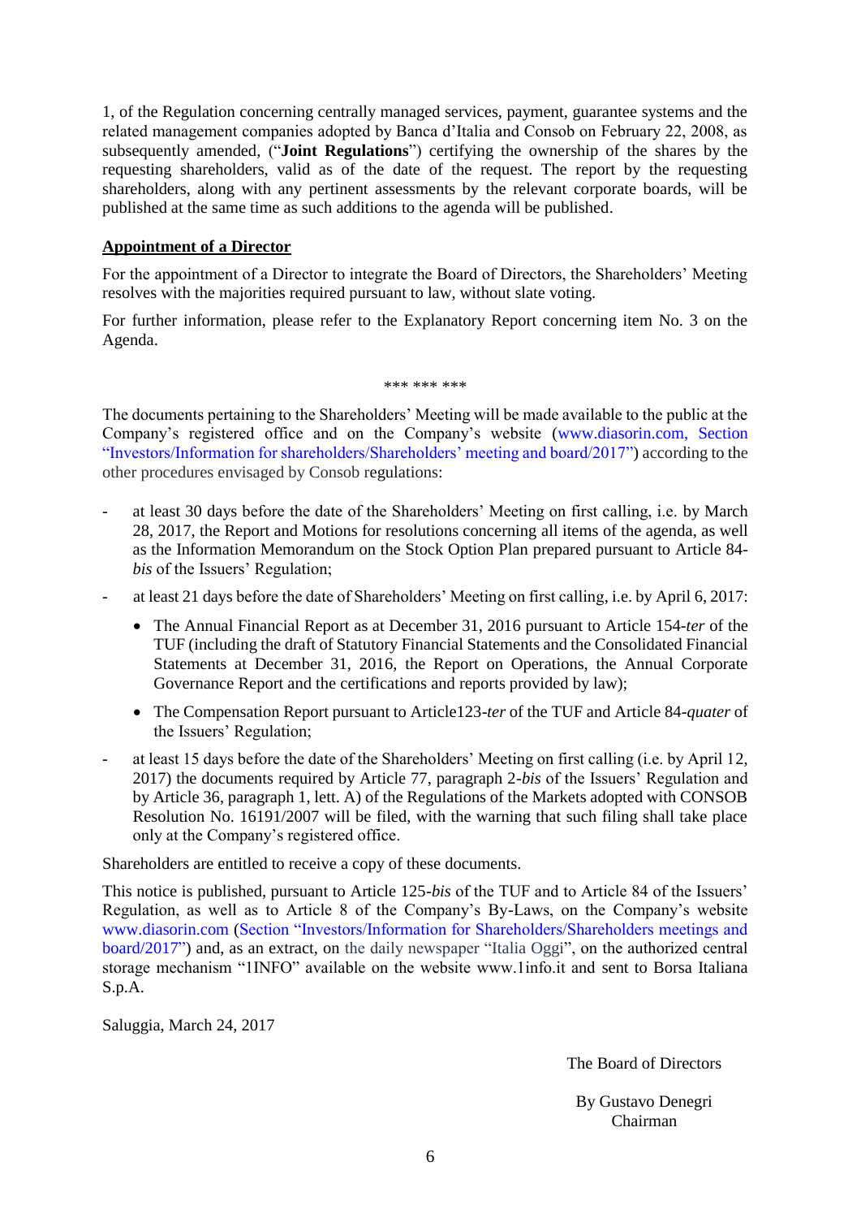1, of the Regulation concerning centrally managed services, payment, guarantee systems and the related management companies adopted by Banca d'Italia and Consob on February 22, 2008, as subsequently amended, ("**Joint Regulations**") certifying the ownership of the shares by the requesting shareholders, valid as of the date of the request. The report by the requesting shareholders, along with any pertinent assessments by the relevant corporate boards, will be published at the same time as such additions to the agenda will be published.

**Appointment of a Director**

For the appointment of a Director to integrate the Board of Directors, the Shareholders' Meeting resolves with the majorities required pursuant to law, without slate voting.

For further information, please refer to the Explanatory Report concerning item No. 3 on the Agenda.

\*\*\* \*\*\* \*\*\*

The documents pertaining to the Shareholders' Meeting will be made available to the public at the Company's registered office and on the Company's website (www.diasorin.com, Section "Investors/Information for shareholders/Shareholders' meeting and board/2017") according to the other procedures envisaged by Consob regulations:

- at least 30 days before the date of the Shareholders' Meeting on first calling, i.e. by March 28, 2017, the Report and Motions for resolutions concerning all items of the agenda, as well as the Information Memorandum on the Stock Option Plan prepared pursuant to Article 84-*bis* of the Issuers' Regulation;
- at least 21 days before the date of Shareholders' Meeting on first calling, i.e. by April 6, 2017:
    - The Annual Financial Report as at December 31, 2016 pursuant to Article 154-*ter* of the TUF (including the draft of Statutory Financial Statements and the Consolidated Financial Statements at December 31, 2016, the Report on Operations, the Annual Corporate Governance Report and the certifications and reports provided by law);
    - The Compensation Report pursuant to Article123-*ter* of the TUF and Article 84-*quater* of the Issuers' Regulation;
- at least 15 days before the date of the Shareholders' Meeting on first calling (i.e. by April 12, 2017) the documents required by Article 77, paragraph 2-*bis* of the Issuers' Regulation and by Article 36, paragraph 1, lett. A) of the Regulations of the Markets adopted with CONSOB Resolution No. 16191/2007 will be filed, with the warning that such filing shall take place only at the Company's registered office.

Shareholders are entitled to receive a copy of these documents.

This notice is published, pursuant to Article 125-*bis* of the TUF and to Article 84 of the Issuers' Regulation, as well as to Article 8 of the Company's By-Laws, on the Company's website www.diasorin.com (Section "Investors/Information for Shareholders/Shareholders meetings and board/2017") and, as an extract, on the daily newspaper "Italia Oggi", on the authorized central storage mechanism "1INFO" available on the website www.1info.it and sent to Borsa Italiana S.p.A.

Saluggia, March 24, 2017

The Board of Directors

By Gustavo Denegri
Chairman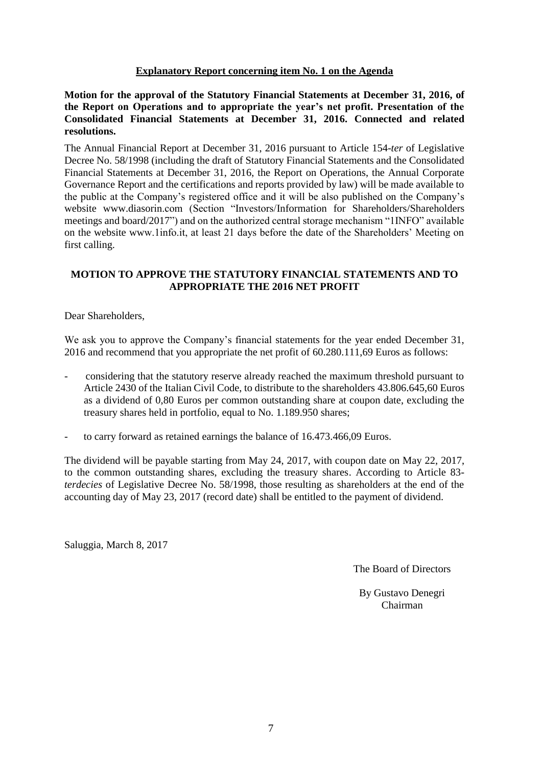## Explanatory Report concerning item No. 1 on the Agenda

**Motion for the approval of the Statutory Financial Statements at December 31, 2016, of the Report on Operations and to appropriate the year's net profit. Presentation of the Consolidated Financial Statements at December 31, 2016. Connected and related resolutions.**

The Annual Financial Report at December 31, 2016 pursuant to Article 154-*ter* of Legislative Decree No. 58/1998 (including the draft of Statutory Financial Statements and the Consolidated Financial Statements at December 31, 2016, the Report on Operations, the Annual Corporate Governance Report and the certifications and reports provided by law) will be made available to the public at the Company's registered office and it will be also published on the Company's website www.diasorin.com (Section "Investors/Information for Shareholders/Shareholders meetings and board/2017") and on the authorized central storage mechanism "1INFO" available on the website www.1info.it, at least 21 days before the date of the Shareholders' Meeting on first calling.

## MOTION TO APPROVE THE STATUTORY FINANCIAL STATEMENTS AND TO APPROPRIATE THE 2016 NET PROFIT

Dear Shareholders,

We ask you to approve the Company's financial statements for the year ended December 31, 2016 and recommend that you appropriate the net profit of 60.280.111,69 Euros as follows:

- considering that the statutory reserve already reached the maximum threshold pursuant to Article 2430 of the Italian Civil Code, to distribute to the shareholders 43.806.645,60 Euros as a dividend of 0,80 Euros per common outstanding share at coupon date, excluding the treasury shares held in portfolio, equal to No. 1.189.950 shares;
- to carry forward as retained earnings the balance of 16.473.466,09 Euros.

The dividend will be payable starting from May 24, 2017, with coupon date on May 22, 2017, to the common outstanding shares, excluding the treasury shares. According to Article 83-*terdecies* of Legislative Decree No. 58/1998, those resulting as shareholders at the end of the accounting day of May 23, 2017 (record date) shall be entitled to the payment of dividend.

Saluggia, March 8, 2017

The Board of Directors

By Gustavo Denegri
Chairman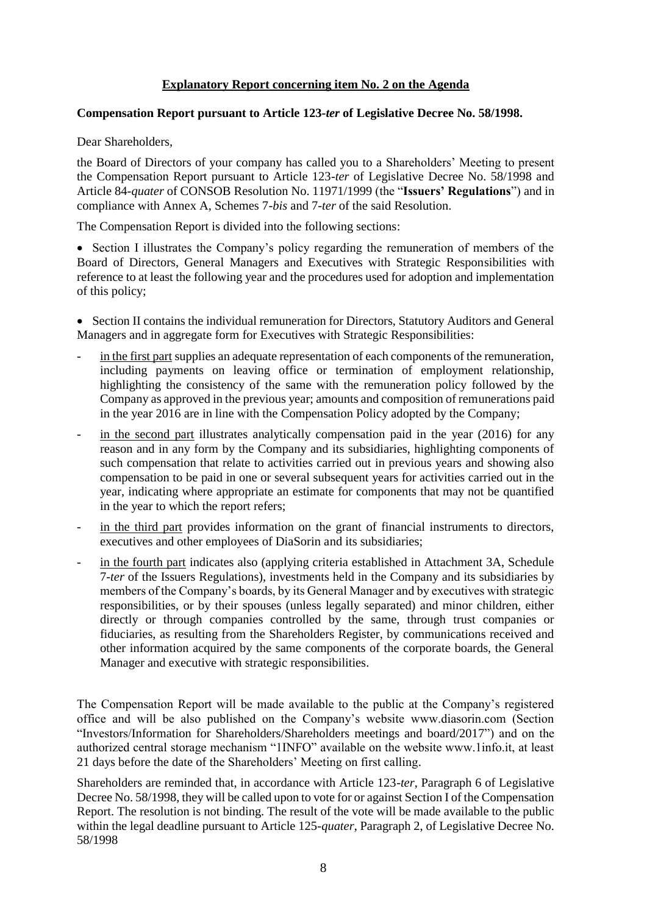## Explanatory Report concerning item No. 2 on the Agenda

**Compensation Report pursuant to Article 123-*ter* of Legislative Decree No. 58/1998.**

Dear Shareholders,

the Board of Directors of your company has called you to a Shareholders' Meeting to present the Compensation Report pursuant to Article 123-*ter* of Legislative Decree No. 58/1998 and Article 84-*quater* of CONSOB Resolution No. 11971/1999 (the "**Issuers' Regulations**") and in compliance with Annex A, Schemes 7-*bis* and 7-*ter* of the said Resolution.

The Compensation Report is divided into the following sections:

- Section I illustrates the Company's policy regarding the remuneration of members of the Board of Directors, General Managers and Executives with Strategic Responsibilities with reference to at least the following year and the procedures used for adoption and implementation of this policy;

- Section II contains the individual remuneration for Directors, Statutory Auditors and General Managers and in aggregate form for Executives with Strategic Responsibilities:

  - in the first part supplies an adequate representation of each components of the remuneration, including payments on leaving office or termination of employment relationship, highlighting the consistency of the same with the remuneration policy followed by the Company as approved in the previous year; amounts and composition of remunerations paid in the year 2016 are in line with the Compensation Policy adopted by the Company;
  - in the second part illustrates analytically compensation paid in the year (2016) for any reason and in any form by the Company and its subsidiaries, highlighting components of such compensation that relate to activities carried out in previous years and showing also compensation to be paid in one or several subsequent years for activities carried out in the year, indicating where appropriate an estimate for components that may not be quantified in the year to which the report refers;
  - in the third part provides information on the grant of financial instruments to directors, executives and other employees of DiaSorin and its subsidiaries;
  - in the fourth part indicates also (applying criteria established in Attachment 3A, Schedule 7-*ter* of the Issuers Regulations), investments held in the Company and its subsidiaries by members of the Company's boards, by its General Manager and by executives with strategic responsibilities, or by their spouses (unless legally separated) and minor children, either directly or through companies controlled by the same, through trust companies or fiduciaries, as resulting from the Shareholders Register, by communications received and other information acquired by the same components of the corporate boards, the General Manager and executive with strategic responsibilities.

The Compensation Report will be made available to the public at the Company's registered office and will be also published on the Company's website www.diasorin.com (Section "Investors/Information for Shareholders/Shareholders meetings and board/2017") and on the authorized central storage mechanism "1INFO" available on the website www.1info.it, at least 21 days before the date of the Shareholders' Meeting on first calling.

Shareholders are reminded that, in accordance with Article 123-*ter*, Paragraph 6 of Legislative Decree No. 58/1998, they will be called upon to vote for or against Section I of the Compensation Report. The resolution is not binding. The result of the vote will be made available to the public within the legal deadline pursuant to Article 125-*quater*, Paragraph 2, of Legislative Decree No. 58/1998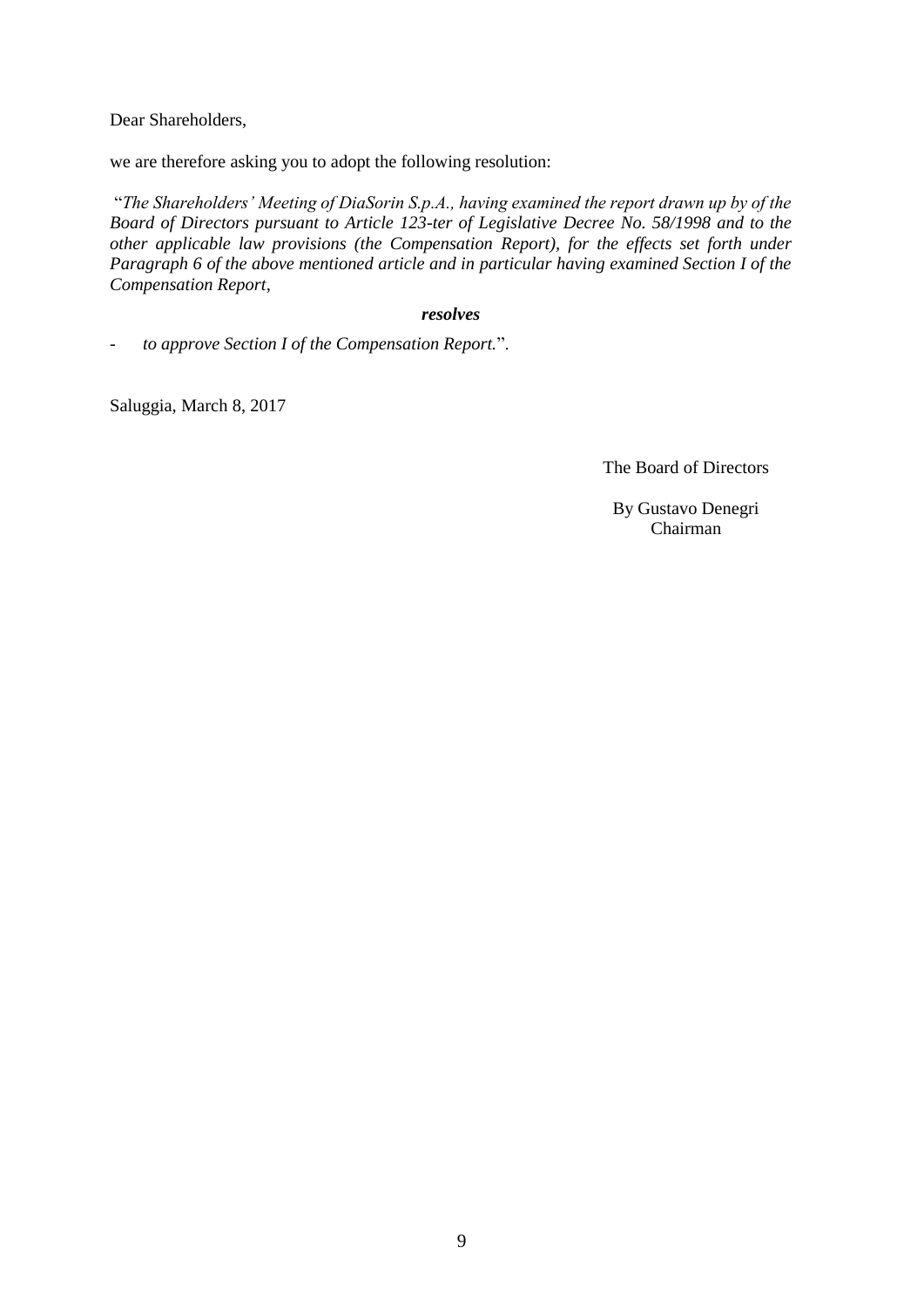Dear Shareholders,

we are therefore asking you to adopt the following resolution:

"*The Shareholders' Meeting of DiaSorin S.p.A., having examined the report drawn up by of the Board of Directors pursuant to Article 123-ter of Legislative Decree No. 58/1998 and to the other applicable law provisions (the Compensation Report), for the effects set forth under Paragraph 6 of the above mentioned article and in particular having examined Section I of the Compensation Report,*

***resolves***

- *to approve Section I of the Compensation Report.*".

Saluggia, March 8, 2017

The Board of Directors

By Gustavo Denegri
Chairman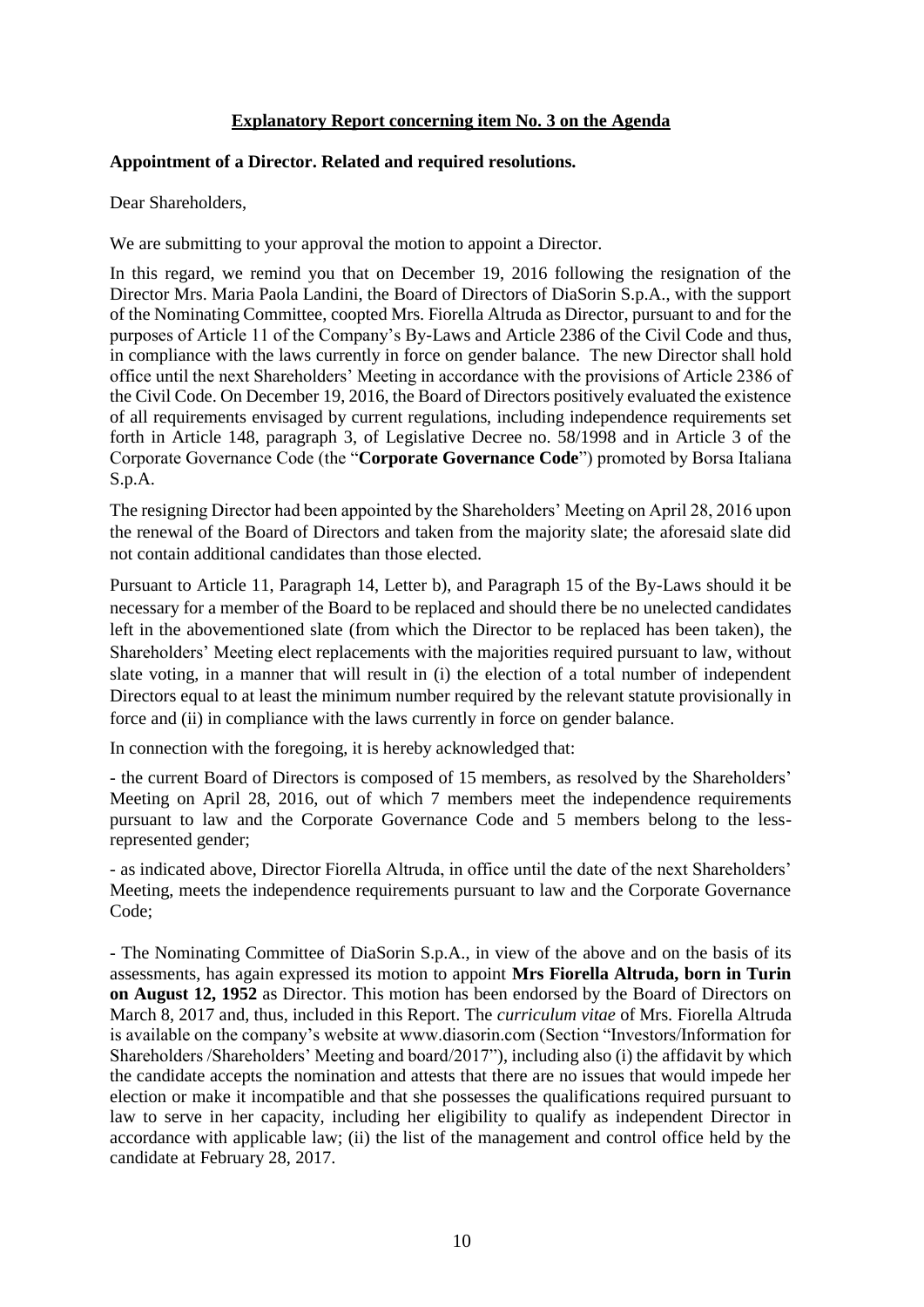## Explanatory Report concerning item No. 3 on the Agenda

**Appointment of a Director. Related and required resolutions.**

Dear Shareholders,

We are submitting to your approval the motion to appoint a Director.

In this regard, we remind you that on December 19, 2016 following the resignation of the Director Mrs. Maria Paola Landini, the Board of Directors of DiaSorin S.p.A., with the support of the Nominating Committee, coopted Mrs. Fiorella Altruda as Director, pursuant to and for the purposes of Article 11 of the Company's By-Laws and Article 2386 of the Civil Code and thus, in compliance with the laws currently in force on gender balance. The new Director shall hold office until the next Shareholders' Meeting in accordance with the provisions of Article 2386 of the Civil Code. On December 19, 2016, the Board of Directors positively evaluated the existence of all requirements envisaged by current regulations, including independence requirements set forth in Article 148, paragraph 3, of Legislative Decree no. 58/1998 and in Article 3 of the Corporate Governance Code (the "**Corporate Governance Code**") promoted by Borsa Italiana S.p.A.

The resigning Director had been appointed by the Shareholders' Meeting on April 28, 2016 upon the renewal of the Board of Directors and taken from the majority slate; the aforesaid slate did not contain additional candidates than those elected.

Pursuant to Article 11, Paragraph 14, Letter b), and Paragraph 15 of the By-Laws should it be necessary for a member of the Board to be replaced and should there be no unelected candidates left in the abovementioned slate (from which the Director to be replaced has been taken), the Shareholders' Meeting elect replacements with the majorities required pursuant to law, without slate voting, in a manner that will result in (i) the election of a total number of independent Directors equal to at least the minimum number required by the relevant statute provisionally in force and (ii) in compliance with the laws currently in force on gender balance.

In connection with the foregoing, it is hereby acknowledged that:

- the current Board of Directors is composed of 15 members, as resolved by the Shareholders' Meeting on April 28, 2016, out of which 7 members meet the independence requirements pursuant to law and the Corporate Governance Code and 5 members belong to the less-represented gender;

- as indicated above, Director Fiorella Altruda, in office until the date of the next Shareholders' Meeting, meets the independence requirements pursuant to law and the Corporate Governance Code;

- The Nominating Committee of DiaSorin S.p.A., in view of the above and on the basis of its assessments, has again expressed its motion to appoint **Mrs Fiorella Altruda, born in Turin on August 12, 1952** as Director. This motion has been endorsed by the Board of Directors on March 8, 2017 and, thus, included in this Report. The *curriculum vitae* of Mrs. Fiorella Altruda is available on the company's website at www.diasorin.com (Section "Investors/Information for Shareholders /Shareholders' Meeting and board/2017"), including also (i) the affidavit by which the candidate accepts the nomination and attests that there are no issues that would impede her election or make it incompatible and that she possesses the qualifications required pursuant to law to serve in her capacity, including her eligibility to qualify as independent Director in accordance with applicable law; (ii) the list of the management and control office held by the candidate at February 28, 2017.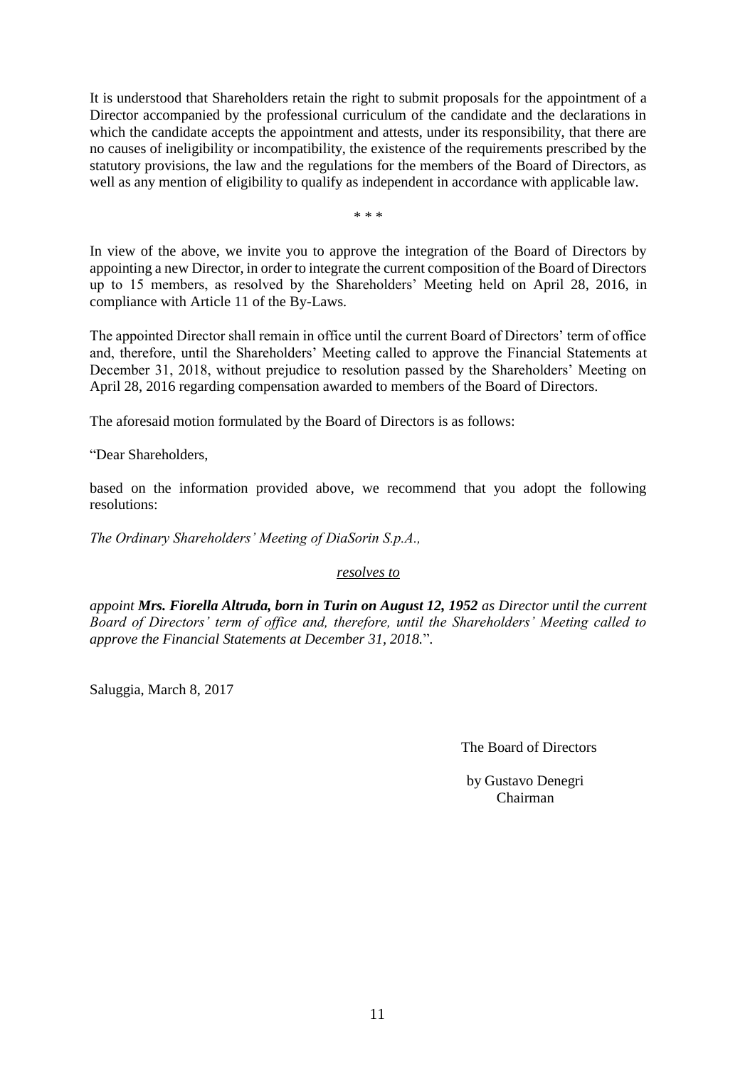It is understood that Shareholders retain the right to submit proposals for the appointment of a Director accompanied by the professional curriculum of the candidate and the declarations in which the candidate accepts the appointment and attests, under its responsibility, that there are no causes of ineligibility or incompatibility, the existence of the requirements prescribed by the statutory provisions, the law and the regulations for the members of the Board of Directors, as well as any mention of eligibility to qualify as independent in accordance with applicable law.

\* \* \*

In view of the above, we invite you to approve the integration of the Board of Directors by appointing a new Director, in order to integrate the current composition of the Board of Directors up to 15 members, as resolved by the Shareholders' Meeting held on April 28, 2016, in compliance with Article 11 of the By-Laws.

The appointed Director shall remain in office until the current Board of Directors' term of office and, therefore, until the Shareholders' Meeting called to approve the Financial Statements at December 31, 2018, without prejudice to resolution passed by the Shareholders' Meeting on April 28, 2016 regarding compensation awarded to members of the Board of Directors.

The aforesaid motion formulated by the Board of Directors is as follows:

"Dear Shareholders,

based on the information provided above, we recommend that you adopt the following resolutions:

*The Ordinary Shareholders' Meeting of DiaSorin S.p.A.,*

*resolves to*

*appoint **Mrs. Fiorella Altruda, born in Turin on August 12, 1952** as Director until the current Board of Directors' term of office and, therefore, until the Shareholders' Meeting called to approve the Financial Statements at December 31, 2018.*".

Saluggia, March 8, 2017

The Board of Directors

by Gustavo Denegri
Chairman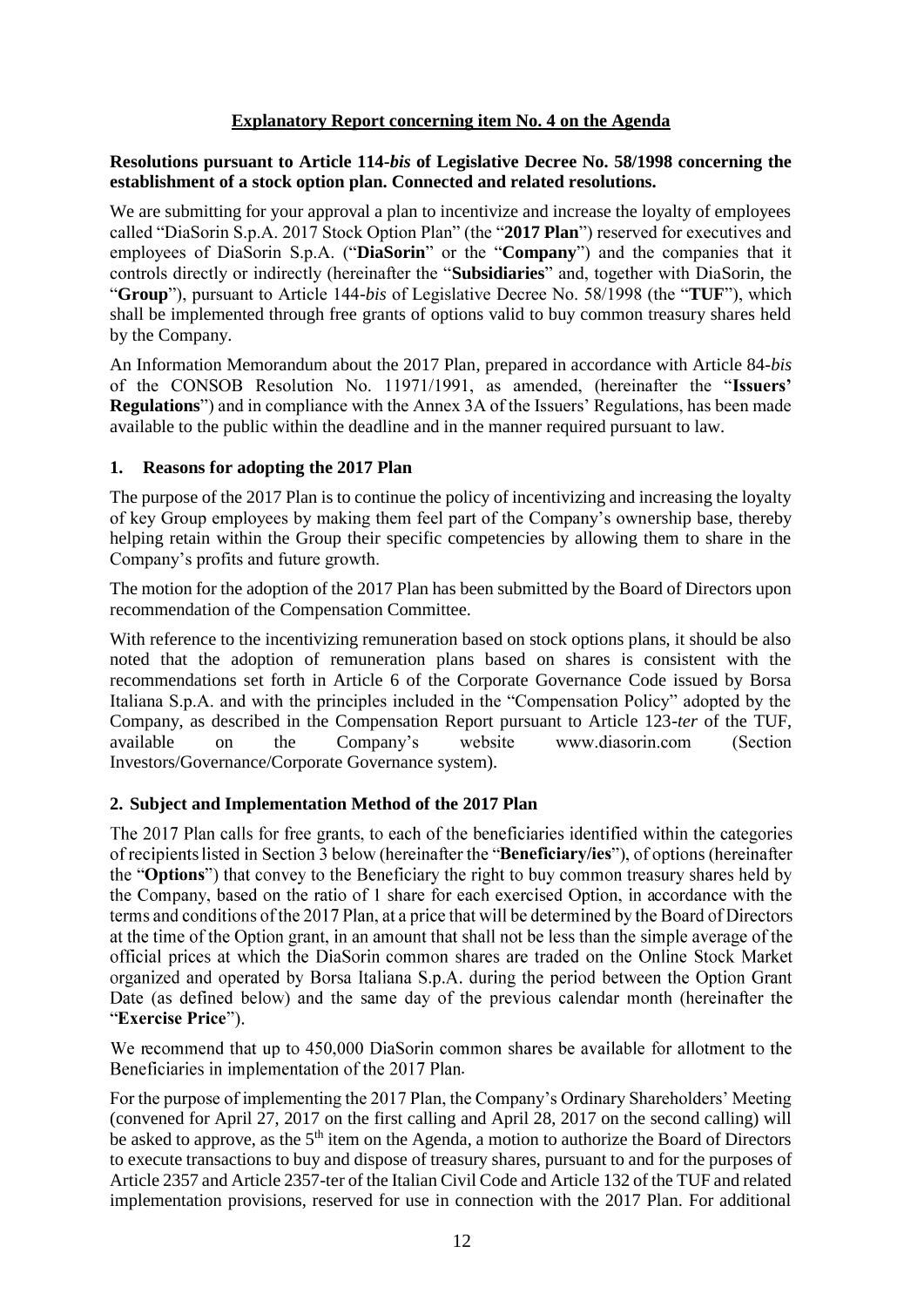## Explanatory Report concerning item No. 4 on the Agenda

**Resolutions pursuant to Article 114-*bis* of Legislative Decree No. 58/1998 concerning the establishment of a stock option plan. Connected and related resolutions.**

We are submitting for your approval a plan to incentivize and increase the loyalty of employees called "DiaSorin S.p.A. 2017 Stock Option Plan" (the "**2017 Plan**") reserved for executives and employees of DiaSorin S.p.A. ("**DiaSorin**" or the "**Company**") and the companies that it controls directly or indirectly (hereinafter the "**Subsidiaries**" and, together with DiaSorin, the "**Group**"), pursuant to Article 144-*bis* of Legislative Decree No. 58/1998 (the "**TUF**"), which shall be implemented through free grants of options valid to buy common treasury shares held by the Company.

An Information Memorandum about the 2017 Plan, prepared in accordance with Article 84-*bis* of the CONSOB Resolution No. 11971/1991, as amended, (hereinafter the "**Issuers' Regulations**") and in compliance with the Annex 3A of the Issuers' Regulations, has been made available to the public within the deadline and in the manner required pursuant to law.

### 1. Reasons for adopting the 2017 Plan

The purpose of the 2017 Plan is to continue the policy of incentivizing and increasing the loyalty of key Group employees by making them feel part of the Company's ownership base, thereby helping retain within the Group their specific competencies by allowing them to share in the Company's profits and future growth.

The motion for the adoption of the 2017 Plan has been submitted by the Board of Directors upon recommendation of the Compensation Committee.

With reference to the incentivizing remuneration based on stock options plans, it should be also noted that the adoption of remuneration plans based on shares is consistent with the recommendations set forth in Article 6 of the Corporate Governance Code issued by Borsa Italiana S.p.A. and with the principles included in the "Compensation Policy" adopted by the Company, as described in the Compensation Report pursuant to Article 123-*ter* of the TUF, available on the Company's website www.diasorin.com (Section Investors/Governance/Corporate Governance system).

### 2. Subject and Implementation Method of the 2017 Plan

The 2017 Plan calls for free grants, to each of the beneficiaries identified within the categories of recipients listed in Section 3 below (hereinafter the "**Beneficiary/ies**"), of options (hereinafter the "**Options**") that convey to the Beneficiary the right to buy common treasury shares held by the Company, based on the ratio of 1 share for each exercised Option, in accordance with the terms and conditions of the 2017 Plan, at a price that will be determined by the Board of Directors at the time of the Option grant, in an amount that shall not be less than the simple average of the official prices at which the DiaSorin common shares are traded on the Online Stock Market organized and operated by Borsa Italiana S.p.A. during the period between the Option Grant Date (as defined below) and the same day of the previous calendar month (hereinafter the "**Exercise Price**").

We recommend that up to 450,000 DiaSorin common shares be available for allotment to the Beneficiaries in implementation of the 2017 Plan.

For the purpose of implementing the 2017 Plan, the Company's Ordinary Shareholders' Meeting (convened for April 27, 2017 on the first calling and April 28, 2017 on the second calling) will be asked to approve, as the 5th item on the Agenda, a motion to authorize the Board of Directors to execute transactions to buy and dispose of treasury shares, pursuant to and for the purposes of Article 2357 and Article 2357-ter of the Italian Civil Code and Article 132 of the TUF and related implementation provisions, reserved for use in connection with the 2017 Plan. For additional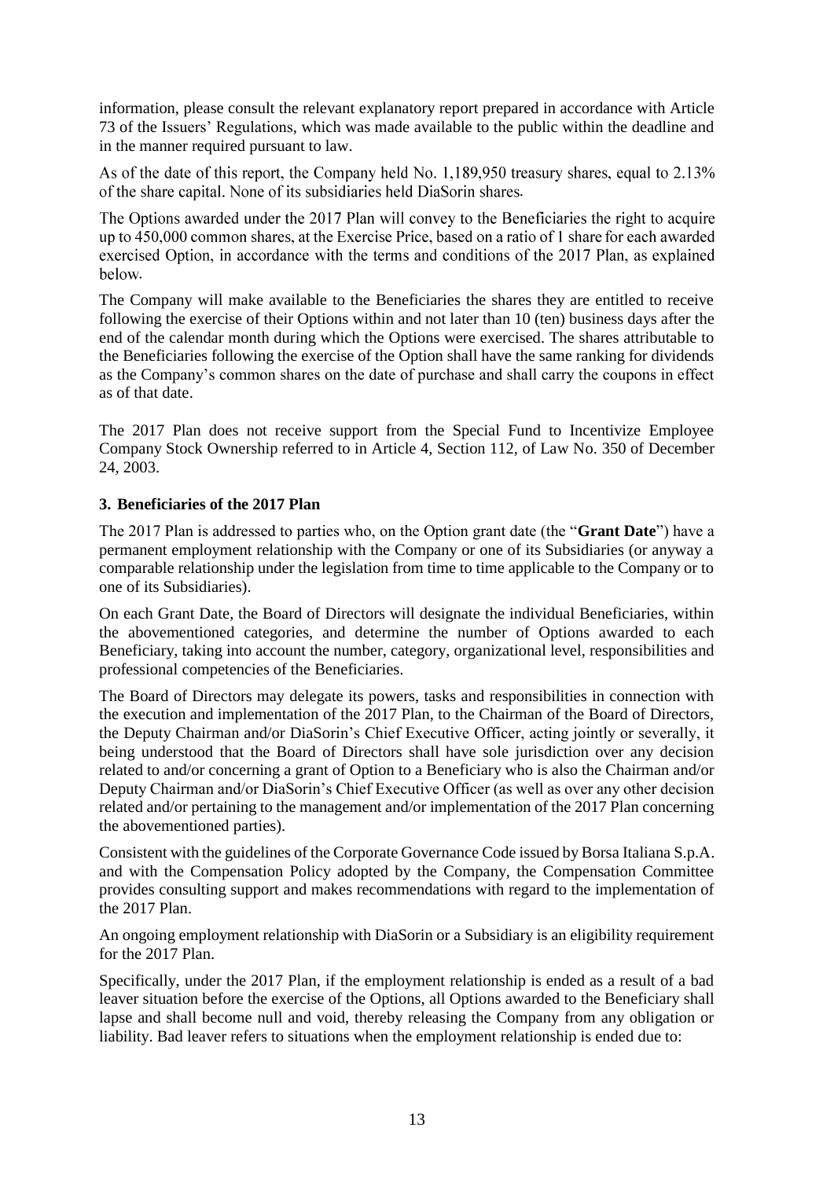information, please consult the relevant explanatory report prepared in accordance with Article 73 of the Issuers' Regulations, which was made available to the public within the deadline and in the manner required pursuant to law.

As of the date of this report, the Company held No. 1,189,950 treasury shares, equal to 2.13% of the share capital. None of its subsidiaries held DiaSorin shares.

The Options awarded under the 2017 Plan will convey to the Beneficiaries the right to acquire up to 450,000 common shares, at the Exercise Price, based on a ratio of 1 share for each awarded exercised Option, in accordance with the terms and conditions of the 2017 Plan, as explained below.

The Company will make available to the Beneficiaries the shares they are entitled to receive following the exercise of their Options within and not later than 10 (ten) business days after the end of the calendar month during which the Options were exercised. The shares attributable to the Beneficiaries following the exercise of the Option shall have the same ranking for dividends as the Company's common shares on the date of purchase and shall carry the coupons in effect as of that date.

The 2017 Plan does not receive support from the Special Fund to Incentivize Employee Company Stock Ownership referred to in Article 4, Section 112, of Law No. 350 of December 24, 2003.

## 3. Beneficiaries of the 2017 Plan

The 2017 Plan is addressed to parties who, on the Option grant date (the "**Grant Date**") have a permanent employment relationship with the Company or one of its Subsidiaries (or anyway a comparable relationship under the legislation from time to time applicable to the Company or to one of its Subsidiaries).

On each Grant Date, the Board of Directors will designate the individual Beneficiaries, within the abovementioned categories, and determine the number of Options awarded to each Beneficiary, taking into account the number, category, organizational level, responsibilities and professional competencies of the Beneficiaries.

The Board of Directors may delegate its powers, tasks and responsibilities in connection with the execution and implementation of the 2017 Plan, to the Chairman of the Board of Directors, the Deputy Chairman and/or DiaSorin's Chief Executive Officer, acting jointly or severally, it being understood that the Board of Directors shall have sole jurisdiction over any decision related to and/or concerning a grant of Option to a Beneficiary who is also the Chairman and/or Deputy Chairman and/or DiaSorin's Chief Executive Officer (as well as over any other decision related and/or pertaining to the management and/or implementation of the 2017 Plan concerning the abovementioned parties).

Consistent with the guidelines of the Corporate Governance Code issued by Borsa Italiana S.p.A. and with the Compensation Policy adopted by the Company, the Compensation Committee provides consulting support and makes recommendations with regard to the implementation of the 2017 Plan.

An ongoing employment relationship with DiaSorin or a Subsidiary is an eligibility requirement for the 2017 Plan.

Specifically, under the 2017 Plan, if the employment relationship is ended as a result of a bad leaver situation before the exercise of the Options, all Options awarded to the Beneficiary shall lapse and shall become null and void, thereby releasing the Company from any obligation or liability. Bad leaver refers to situations when the employment relationship is ended due to: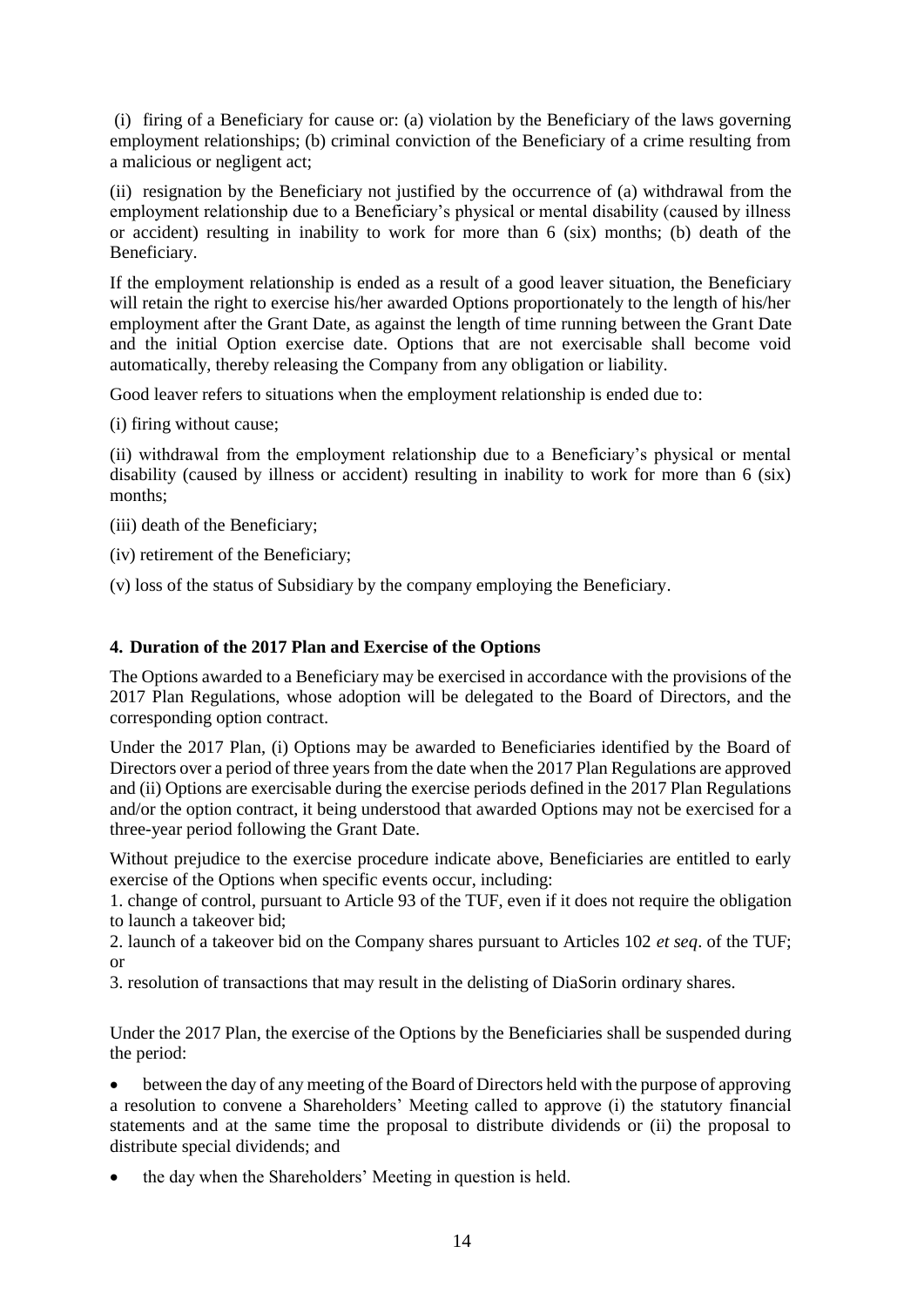(i) firing of a Beneficiary for cause or: (a) violation by the Beneficiary of the laws governing employment relationships; (b) criminal conviction of the Beneficiary of a crime resulting from a malicious or negligent act;

(ii) resignation by the Beneficiary not justified by the occurrence of (a) withdrawal from the employment relationship due to a Beneficiary's physical or mental disability (caused by illness or accident) resulting in inability to work for more than 6 (six) months; (b) death of the Beneficiary.

If the employment relationship is ended as a result of a good leaver situation, the Beneficiary will retain the right to exercise his/her awarded Options proportionately to the length of his/her employment after the Grant Date, as against the length of time running between the Grant Date and the initial Option exercise date. Options that are not exercisable shall become void automatically, thereby releasing the Company from any obligation or liability.

Good leaver refers to situations when the employment relationship is ended due to:

(i) firing without cause;

(ii) withdrawal from the employment relationship due to a Beneficiary's physical or mental disability (caused by illness or accident) resulting in inability to work for more than 6 (six) months;

(iii) death of the Beneficiary;

(iv) retirement of the Beneficiary;

(v) loss of the status of Subsidiary by the company employing the Beneficiary.

## 4. Duration of the 2017 Plan and Exercise of the Options

The Options awarded to a Beneficiary may be exercised in accordance with the provisions of the 2017 Plan Regulations, whose adoption will be delegated to the Board of Directors, and the corresponding option contract.

Under the 2017 Plan, (i) Options may be awarded to Beneficiaries identified by the Board of Directors over a period of three years from the date when the 2017 Plan Regulations are approved and (ii) Options are exercisable during the exercise periods defined in the 2017 Plan Regulations and/or the option contract, it being understood that awarded Options may not be exercised for a three-year period following the Grant Date.

Without prejudice to the exercise procedure indicate above, Beneficiaries are entitled to early exercise of the Options when specific events occur, including:

1. change of control, pursuant to Article 93 of the TUF, even if it does not require the obligation to launch a takeover bid;
2. launch of a takeover bid on the Company shares pursuant to Articles 102 *et seq*. of the TUF; or
3. resolution of transactions that may result in the delisting of DiaSorin ordinary shares.

Under the 2017 Plan, the exercise of the Options by the Beneficiaries shall be suspended during the period:

- between the day of any meeting of the Board of Directors held with the purpose of approving a resolution to convene a Shareholders' Meeting called to approve (i) the statutory financial statements and at the same time the proposal to distribute dividends or (ii) the proposal to distribute special dividends; and
- the day when the Shareholders' Meeting in question is held.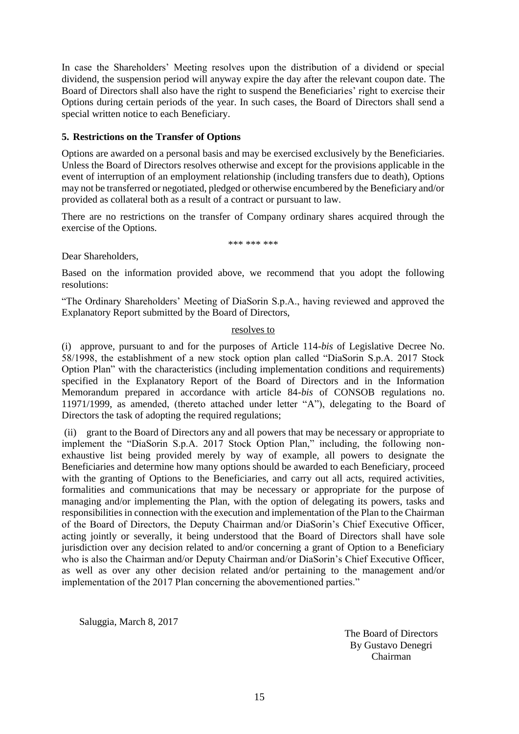In case the Shareholders' Meeting resolves upon the distribution of a dividend or special dividend, the suspension period will anyway expire the day after the relevant coupon date. The Board of Directors shall also have the right to suspend the Beneficiaries' right to exercise their Options during certain periods of the year. In such cases, the Board of Directors shall send a special written notice to each Beneficiary.

### 5. Restrictions on the Transfer of Options

Options are awarded on a personal basis and may be exercised exclusively by the Beneficiaries. Unless the Board of Directors resolves otherwise and except for the provisions applicable in the event of interruption of an employment relationship (including transfers due to death), Options may not be transferred or negotiated, pledged or otherwise encumbered by the Beneficiary and/or provided as collateral both as a result of a contract or pursuant to law.

There are no restrictions on the transfer of Company ordinary shares acquired through the exercise of the Options.

\*\*\* \*\*\* \*\*\*

Dear Shareholders,

Based on the information provided above, we recommend that you adopt the following resolutions:

"The Ordinary Shareholders' Meeting of DiaSorin S.p.A., having reviewed and approved the Explanatory Report submitted by the Board of Directors,

<u>resolves to</u>

(i) approve, pursuant to and for the purposes of Article 114-*bis* of Legislative Decree No. 58/1998, the establishment of a new stock option plan called "DiaSorin S.p.A. 2017 Stock Option Plan" with the characteristics (including implementation conditions and requirements) specified in the Explanatory Report of the Board of Directors and in the Information Memorandum prepared in accordance with article 84-*bis* of CONSOB regulations no. 11971/1999, as amended, (thereto attached under letter "A"), delegating to the Board of Directors the task of adopting the required regulations;

(ii) grant to the Board of Directors any and all powers that may be necessary or appropriate to implement the "DiaSorin S.p.A. 2017 Stock Option Plan," including, the following non-exhaustive list being provided merely by way of example, all powers to designate the Beneficiaries and determine how many options should be awarded to each Beneficiary, proceed with the granting of Options to the Beneficiaries, and carry out all acts, required activities, formalities and communications that may be necessary or appropriate for the purpose of managing and/or implementing the Plan, with the option of delegating its powers, tasks and responsibilities in connection with the execution and implementation of the Plan to the Chairman of the Board of Directors, the Deputy Chairman and/or DiaSorin's Chief Executive Officer, acting jointly or severally, it being understood that the Board of Directors shall have sole jurisdiction over any decision related to and/or concerning a grant of Option to a Beneficiary who is also the Chairman and/or Deputy Chairman and/or DiaSorin's Chief Executive Officer, as well as over any other decision related and/or pertaining to the management and/or implementation of the 2017 Plan concerning the abovementioned parties."

Saluggia, March 8, 2017

The Board of Directors  
By Gustavo Denegri  
Chairman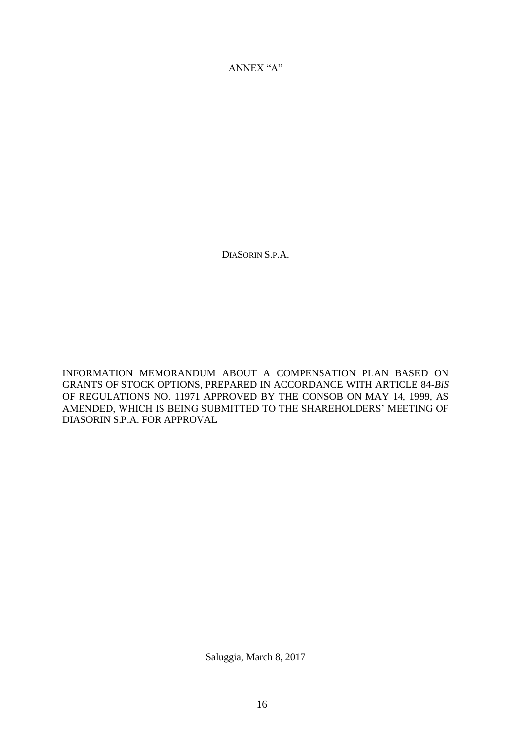ANNEX “A”

DIASORIN S.P.A.

INFORMATION MEMORANDUM ABOUT A COMPENSATION PLAN BASED ON GRANTS OF STOCK OPTIONS, PREPARED IN ACCORDANCE WITH ARTICLE 84-*BIS* OF REGULATIONS NO. 11971 APPROVED BY THE CONSOB ON MAY 14, 1999, AS AMENDED, WHICH IS BEING SUBMITTED TO THE SHAREHOLDERS’ MEETING OF DIASORIN S.P.A. FOR APPROVAL

Saluggia, March 8, 2017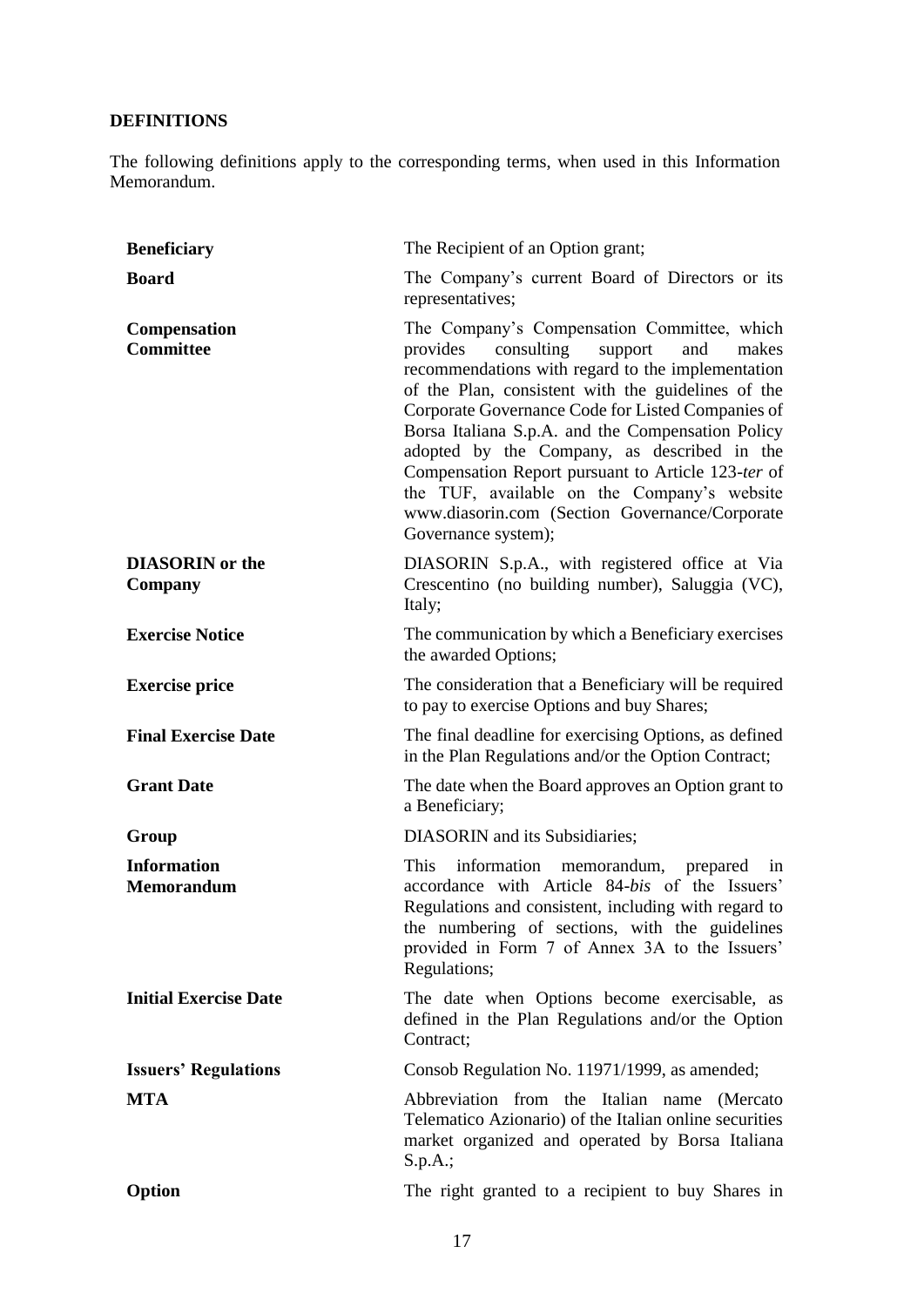**DEFINITIONS**

The following definitions apply to the corresponding terms, when used in this Information Memorandum.

| | |
|---|---|
| **Beneficiary** | The Recipient of an Option grant; |
| **Board** | The Company's current Board of Directors or its representatives; |
| **Compensation Committee** | The Company's Compensation Committee, which provides consulting support and makes recommendations with regard to the implementation of the Plan, consistent with the guidelines of the Corporate Governance Code for Listed Companies of Borsa Italiana S.p.A. and the Compensation Policy adopted by the Company, as described in the Compensation Report pursuant to Article 123-*ter* of the TUF, available on the Company's website www.diasorin.com (Section Governance/Corporate Governance system); |
| **DIASORIN or the Company** | DIASORIN S.p.A., with registered office at Via Crescentino (no building number), Saluggia (VC), Italy; |
| **Exercise Notice** | The communication by which a Beneficiary exercises the awarded Options; |
| **Exercise price** | The consideration that a Beneficiary will be required to pay to exercise Options and buy Shares; |
| **Final Exercise Date** | The final deadline for exercising Options, as defined in the Plan Regulations and/or the Option Contract; |
| **Grant Date** | The date when the Board approves an Option grant to a Beneficiary; |
| **Group** | DIASORIN and its Subsidiaries; |
| **Information Memorandum** | This information memorandum, prepared in accordance with Article 84-*bis* of the Issuers' Regulations and consistent, including with regard to the numbering of sections, with the guidelines provided in Form 7 of Annex 3A to the Issuers' Regulations; |
| **Initial Exercise Date** | The date when Options become exercisable, as defined in the Plan Regulations and/or the Option Contract; |
| **Issuers' Regulations** | Consob Regulation No. 11971/1999, as amended; |
| **MTA** | Abbreviation from the Italian name (Mercato Telematico Azionario) of the Italian online securities market organized and operated by Borsa Italiana S.p.A.; |
| **Option** | The right granted to a recipient to buy Shares in |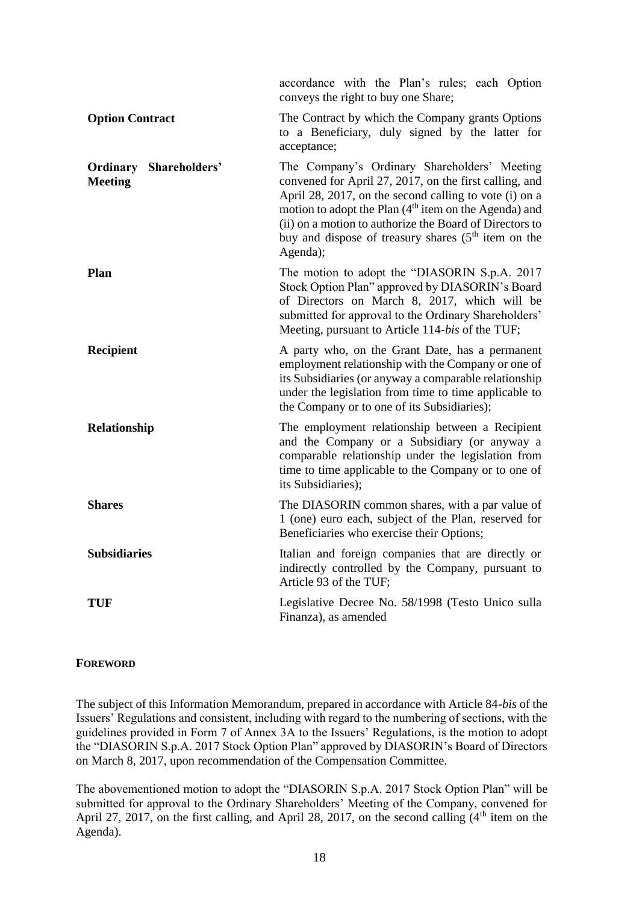| | |
|---|---|
| | accordance with the Plan's rules; each Option conveys the right to buy one Share; |
| **Option Contract** | The Contract by which the Company grants Options to a Beneficiary, duly signed by the latter for acceptance; |
| **Ordinary Shareholders' Meeting** | The Company's Ordinary Shareholders' Meeting convened for April 27, 2017, on the first calling, and April 28, 2017, on the second calling to vote (i) on a motion to adopt the Plan (4th item on the Agenda) and (ii) on a motion to authorize the Board of Directors to buy and dispose of treasury shares (5th item on the Agenda); |
| **Plan** | The motion to adopt the "DIASORIN S.p.A. 2017 Stock Option Plan" approved by DIASORIN's Board of Directors on March 8, 2017, which will be submitted for approval to the Ordinary Shareholders' Meeting, pursuant to Article 114-*bis* of the TUF; |
| **Recipient** | A party who, on the Grant Date, has a permanent employment relationship with the Company or one of its Subsidiaries (or anyway a comparable relationship under the legislation from time to time applicable to the Company or to one of its Subsidiaries); |
| **Relationship** | The employment relationship between a Recipient and the Company or a Subsidiary (or anyway a comparable relationship under the legislation from time to time applicable to the Company or to one of its Subsidiaries); |
| **Shares** | The DIASORIN common shares, with a par value of 1 (one) euro each, subject of the Plan, reserved for Beneficiaries who exercise their Options; |
| **Subsidiaries** | Italian and foreign companies that are directly or indirectly controlled by the Company, pursuant to Article 93 of the TUF; |
| **TUF** | Legislative Decree No. 58/1998 (Testo Unico sulla Finanza), as amended |

## FOREWORD

The subject of this Information Memorandum, prepared in accordance with Article 84-*bis* of the Issuers' Regulations and consistent, including with regard to the numbering of sections, with the guidelines provided in Form 7 of Annex 3A to the Issuers' Regulations, is the motion to adopt the "DIASORIN S.p.A. 2017 Stock Option Plan" approved by DIASORIN's Board of Directors on March 8, 2017, upon recommendation of the Compensation Committee.

The abovementioned motion to adopt the "DIASORIN S.p.A. 2017 Stock Option Plan" will be submitted for approval to the Ordinary Shareholders' Meeting of the Company, convened for April 27, 2017, on the first calling, and April 28, 2017, on the second calling (4th item on the Agenda).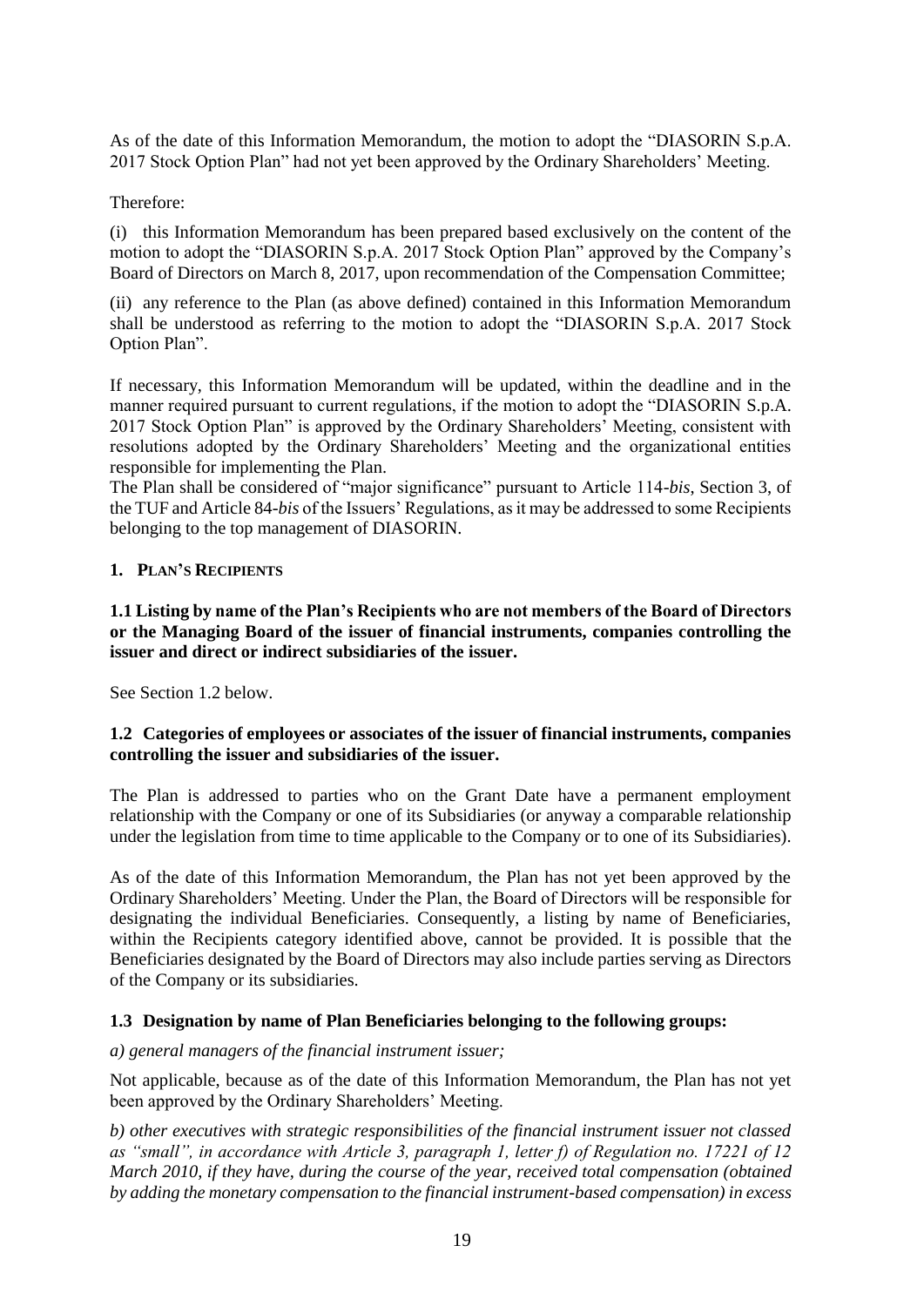As of the date of this Information Memorandum, the motion to adopt the "DIASORIN S.p.A. 2017 Stock Option Plan" had not yet been approved by the Ordinary Shareholders' Meeting.

Therefore:

(i) this Information Memorandum has been prepared based exclusively on the content of the motion to adopt the "DIASORIN S.p.A. 2017 Stock Option Plan" approved by the Company's Board of Directors on March 8, 2017, upon recommendation of the Compensation Committee;

(ii) any reference to the Plan (as above defined) contained in this Information Memorandum shall be understood as referring to the motion to adopt the "DIASORIN S.p.A. 2017 Stock Option Plan".

If necessary, this Information Memorandum will be updated, within the deadline and in the manner required pursuant to current regulations, if the motion to adopt the "DIASORIN S.p.A. 2017 Stock Option Plan" is approved by the Ordinary Shareholders' Meeting, consistent with resolutions adopted by the Ordinary Shareholders' Meeting and the organizational entities responsible for implementing the Plan.
The Plan shall be considered of "major significance" pursuant to Article 114-*bis*, Section 3, of the TUF and Article 84-*bis* of the Issuers' Regulations, as it may be addressed to some Recipients belonging to the top management of DIASORIN.

## 1. PLAN'S RECIPIENTS

**1.1 Listing by name of the Plan's Recipients who are not members of the Board of Directors or the Managing Board of the issuer of financial instruments, companies controlling the issuer and direct or indirect subsidiaries of the issuer.**

See Section 1.2 below.

**1.2 Categories of employees or associates of the issuer of financial instruments, companies controlling the issuer and subsidiaries of the issuer.**

The Plan is addressed to parties who on the Grant Date have a permanent employment relationship with the Company or one of its Subsidiaries (or anyway a comparable relationship under the legislation from time to time applicable to the Company or to one of its Subsidiaries).

As of the date of this Information Memorandum, the Plan has not yet been approved by the Ordinary Shareholders' Meeting. Under the Plan, the Board of Directors will be responsible for designating the individual Beneficiaries. Consequently, a listing by name of Beneficiaries, within the Recipients category identified above, cannot be provided. It is possible that the Beneficiaries designated by the Board of Directors may also include parties serving as Directors of the Company or its subsidiaries.

**1.3 Designation by name of Plan Beneficiaries belonging to the following groups:**

*a) general managers of the financial instrument issuer;*

Not applicable, because as of the date of this Information Memorandum, the Plan has not yet been approved by the Ordinary Shareholders' Meeting.

*b) other executives with strategic responsibilities of the financial instrument issuer not classed as "small", in accordance with Article 3, paragraph 1, letter f) of Regulation no. 17221 of 12 March 2010, if they have, during the course of the year, received total compensation (obtained by adding the monetary compensation to the financial instrument-based compensation) in excess*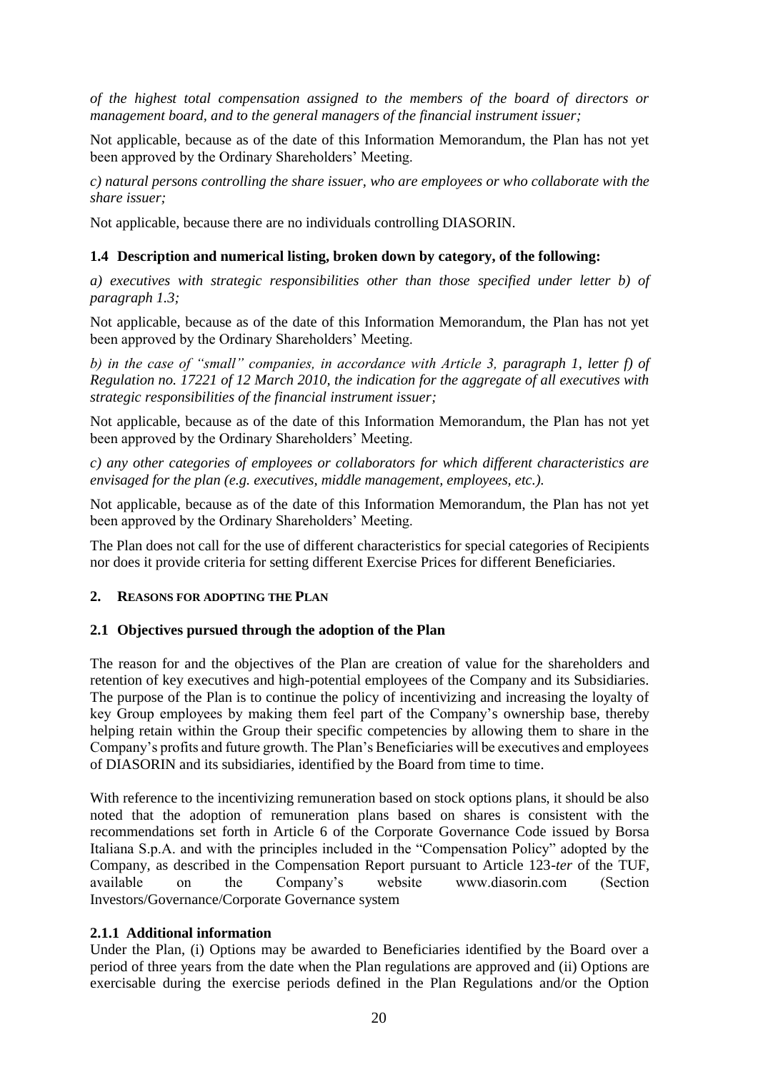*of the highest total compensation assigned to the members of the board of directors or management board, and to the general managers of the financial instrument issuer;*

Not applicable, because as of the date of this Information Memorandum, the Plan has not yet been approved by the Ordinary Shareholders' Meeting.

*c) natural persons controlling the share issuer, who are employees or who collaborate with the share issuer;*

Not applicable, because there are no individuals controlling DIASORIN.

### 1.4 Description and numerical listing, broken down by category, of the following:

*a) executives with strategic responsibilities other than those specified under letter b) of paragraph 1.3;*

Not applicable, because as of the date of this Information Memorandum, the Plan has not yet been approved by the Ordinary Shareholders' Meeting.

*b) in the case of "small" companies, in accordance with Article 3, paragraph 1, letter f) of Regulation no. 17221 of 12 March 2010, the indication for the aggregate of all executives with strategic responsibilities of the financial instrument issuer;*

Not applicable, because as of the date of this Information Memorandum, the Plan has not yet been approved by the Ordinary Shareholders' Meeting.

*c) any other categories of employees or collaborators for which different characteristics are envisaged for the plan (e.g. executives, middle management, employees, etc.).*

Not applicable, because as of the date of this Information Memorandum, the Plan has not yet been approved by the Ordinary Shareholders' Meeting.

The Plan does not call for the use of different characteristics for special categories of Recipients nor does it provide criteria for setting different Exercise Prices for different Beneficiaries.

## 2. REASONS FOR ADOPTING THE PLAN

### 2.1 Objectives pursued through the adoption of the Plan

The reason for and the objectives of the Plan are creation of value for the shareholders and retention of key executives and high-potential employees of the Company and its Subsidiaries. The purpose of the Plan is to continue the policy of incentivizing and increasing the loyalty of key Group employees by making them feel part of the Company's ownership base, thereby helping retain within the Group their specific competencies by allowing them to share in the Company's profits and future growth. The Plan's Beneficiaries will be executives and employees of DIASORIN and its subsidiaries, identified by the Board from time to time.

With reference to the incentivizing remuneration based on stock options plans, it should be also noted that the adoption of remuneration plans based on shares is consistent with the recommendations set forth in Article 6 of the Corporate Governance Code issued by Borsa Italiana S.p.A. and with the principles included in the "Compensation Policy" adopted by the Company, as described in the Compensation Report pursuant to Article 123-*ter* of the TUF, available on the Company's website www.diasorin.com (Section Investors/Governance/Corporate Governance system

#### 2.1.1 Additional information

Under the Plan, (i) Options may be awarded to Beneficiaries identified by the Board over a period of three years from the date when the Plan regulations are approved and (ii) Options are exercisable during the exercise periods defined in the Plan Regulations and/or the Option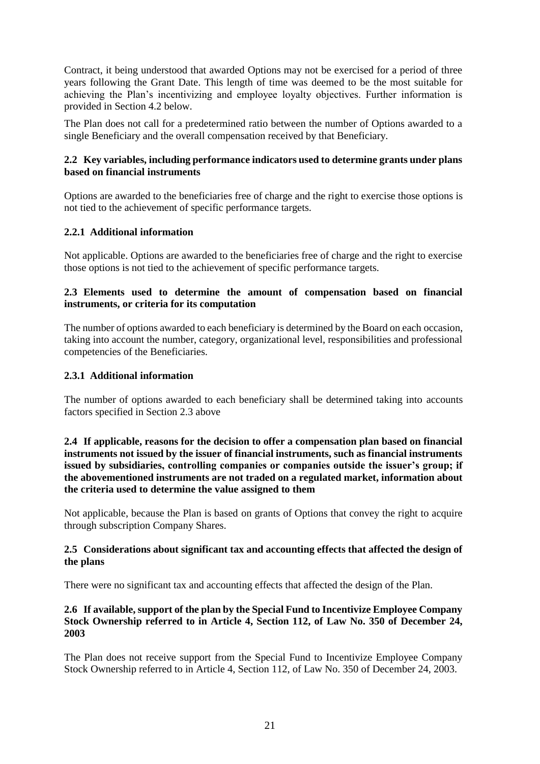Contract, it being understood that awarded Options may not be exercised for a period of three years following the Grant Date. This length of time was deemed to be the most suitable for achieving the Plan's incentivizing and employee loyalty objectives. Further information is provided in Section 4.2 below.

The Plan does not call for a predetermined ratio between the number of Options awarded to a single Beneficiary and the overall compensation received by that Beneficiary.

### 2.2 Key variables, including performance indicators used to determine grants under plans based on financial instruments

Options are awarded to the beneficiaries free of charge and the right to exercise those options is not tied to the achievement of specific performance targets.

### 2.2.1 Additional information

Not applicable. Options are awarded to the beneficiaries free of charge and the right to exercise those options is not tied to the achievement of specific performance targets.

### 2.3 Elements used to determine the amount of compensation based on financial instruments, or criteria for its computation

The number of options awarded to each beneficiary is determined by the Board on each occasion, taking into account the number, category, organizational level, responsibilities and professional competencies of the Beneficiaries.

### 2.3.1 Additional information

The number of options awarded to each beneficiary shall be determined taking into accounts factors specified in Section 2.3 above

### 2.4 If applicable, reasons for the decision to offer a compensation plan based on financial instruments not issued by the issuer of financial instruments, such as financial instruments issued by subsidiaries, controlling companies or companies outside the issuer's group; if the abovementioned instruments are not traded on a regulated market, information about the criteria used to determine the value assigned to them

Not applicable, because the Plan is based on grants of Options that convey the right to acquire through subscription Company Shares.

### 2.5 Considerations about significant tax and accounting effects that affected the design of the plans

There were no significant tax and accounting effects that affected the design of the Plan.

### 2.6 If available, support of the plan by the Special Fund to Incentivize Employee Company Stock Ownership referred to in Article 4, Section 112, of Law No. 350 of December 24, 2003

The Plan does not receive support from the Special Fund to Incentivize Employee Company Stock Ownership referred to in Article 4, Section 112, of Law No. 350 of December 24, 2003.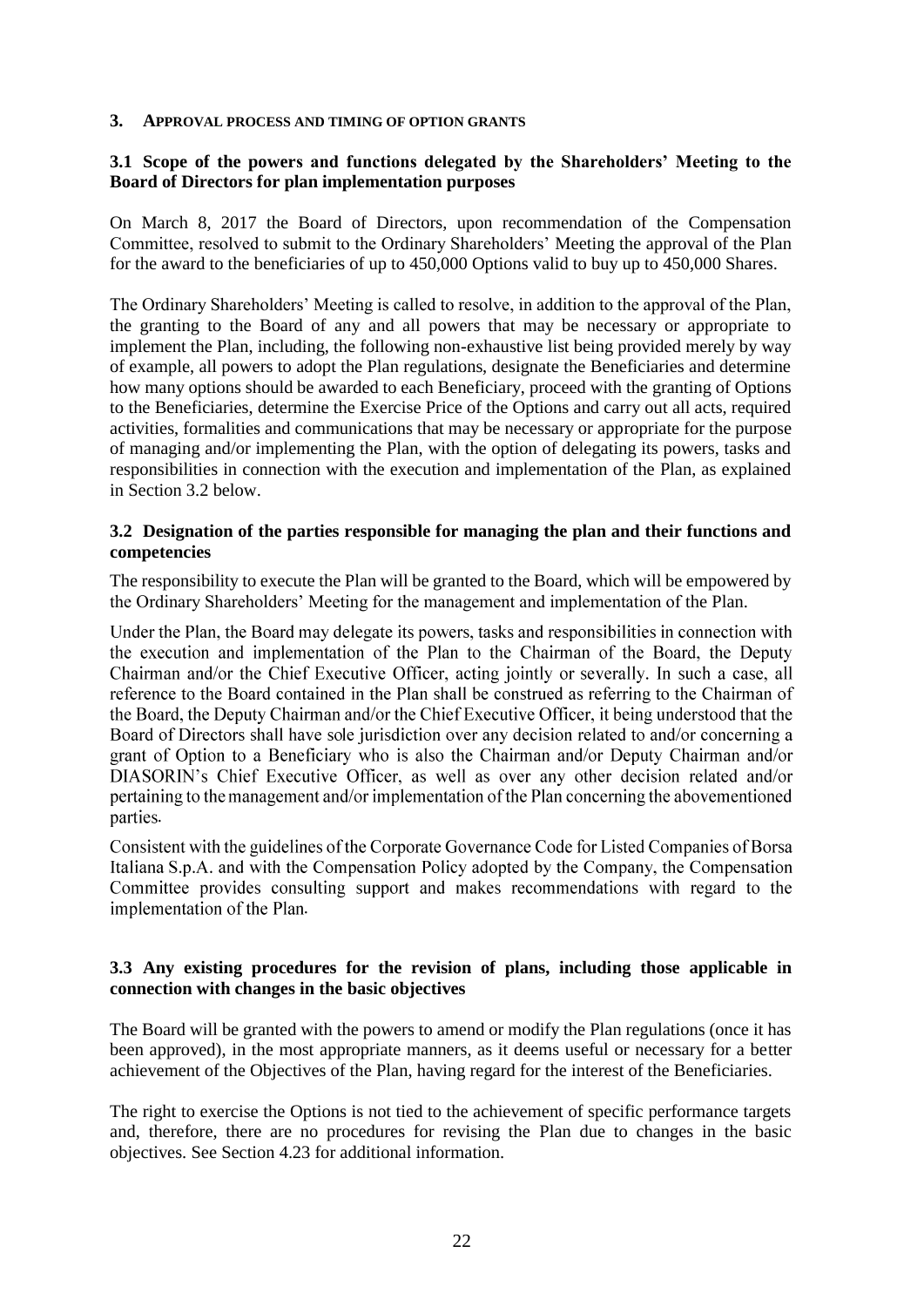## 3. APPROVAL PROCESS AND TIMING OF OPTION GRANTS

### 3.1 Scope of the powers and functions delegated by the Shareholders' Meeting to the Board of Directors for plan implementation purposes

On March 8, 2017 the Board of Directors, upon recommendation of the Compensation Committee, resolved to submit to the Ordinary Shareholders' Meeting the approval of the Plan for the award to the beneficiaries of up to 450,000 Options valid to buy up to 450,000 Shares.

The Ordinary Shareholders' Meeting is called to resolve, in addition to the approval of the Plan, the granting to the Board of any and all powers that may be necessary or appropriate to implement the Plan, including, the following non-exhaustive list being provided merely by way of example, all powers to adopt the Plan regulations, designate the Beneficiaries and determine how many options should be awarded to each Beneficiary, proceed with the granting of Options to the Beneficiaries, determine the Exercise Price of the Options and carry out all acts, required activities, formalities and communications that may be necessary or appropriate for the purpose of managing and/or implementing the Plan, with the option of delegating its powers, tasks and responsibilities in connection with the execution and implementation of the Plan, as explained in Section 3.2 below.

### 3.2 Designation of the parties responsible for managing the plan and their functions and competencies

The responsibility to execute the Plan will be granted to the Board, which will be empowered by the Ordinary Shareholders' Meeting for the management and implementation of the Plan.

Under the Plan, the Board may delegate its powers, tasks and responsibilities in connection with the execution and implementation of the Plan to the Chairman of the Board, the Deputy Chairman and/or the Chief Executive Officer, acting jointly or severally. In such a case, all reference to the Board contained in the Plan shall be construed as referring to the Chairman of the Board, the Deputy Chairman and/or the Chief Executive Officer, it being understood that the Board of Directors shall have sole jurisdiction over any decision related to and/or concerning a grant of Option to a Beneficiary who is also the Chairman and/or Deputy Chairman and/or DIASORIN's Chief Executive Officer, as well as over any other decision related and/or pertaining to the management and/or implementation of the Plan concerning the abovementioned parties.

Consistent with the guidelines of the Corporate Governance Code for Listed Companies of Borsa Italiana S.p.A. and with the Compensation Policy adopted by the Company, the Compensation Committee provides consulting support and makes recommendations with regard to the implementation of the Plan.

### 3.3 Any existing procedures for the revision of plans, including those applicable in connection with changes in the basic objectives

The Board will be granted with the powers to amend or modify the Plan regulations (once it has been approved), in the most appropriate manners, as it deems useful or necessary for a better achievement of the Objectives of the Plan, having regard for the interest of the Beneficiaries.

The right to exercise the Options is not tied to the achievement of specific performance targets and, therefore, there are no procedures for revising the Plan due to changes in the basic objectives. See Section 4.23 for additional information.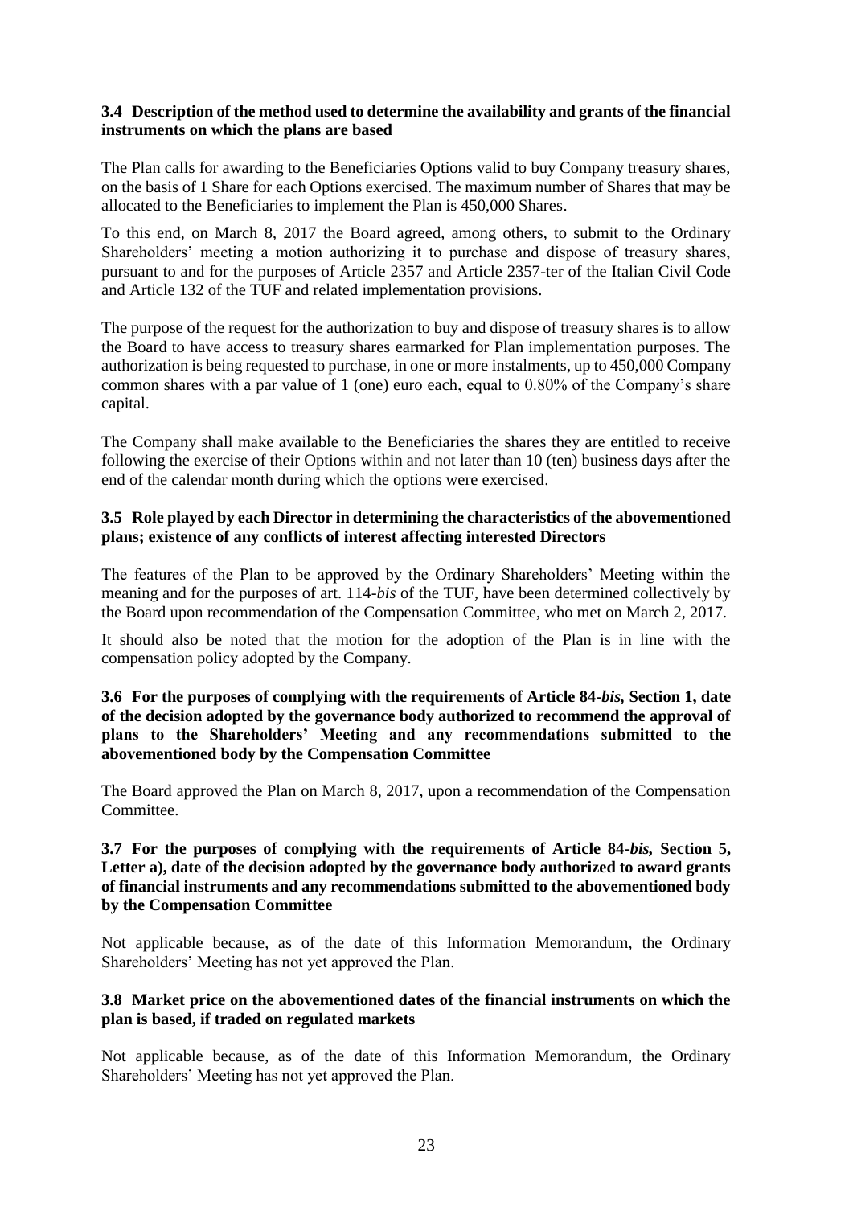### 3.4 Description of the method used to determine the availability and grants of the financial instruments on which the plans are based

The Plan calls for awarding to the Beneficiaries Options valid to buy Company treasury shares, on the basis of 1 Share for each Options exercised. The maximum number of Shares that may be allocated to the Beneficiaries to implement the Plan is 450,000 Shares.

To this end, on March 8, 2017 the Board agreed, among others, to submit to the Ordinary Shareholders' meeting a motion authorizing it to purchase and dispose of treasury shares, pursuant to and for the purposes of Article 2357 and Article 2357-ter of the Italian Civil Code and Article 132 of the TUF and related implementation provisions.

The purpose of the request for the authorization to buy and dispose of treasury shares is to allow the Board to have access to treasury shares earmarked for Plan implementation purposes. The authorization is being requested to purchase, in one or more instalments, up to 450,000 Company common shares with a par value of 1 (one) euro each, equal to 0.80% of the Company's share capital.

The Company shall make available to the Beneficiaries the shares they are entitled to receive following the exercise of their Options within and not later than 10 (ten) business days after the end of the calendar month during which the options were exercised.

### 3.5 Role played by each Director in determining the characteristics of the abovementioned plans; existence of any conflicts of interest affecting interested Directors

The features of the Plan to be approved by the Ordinary Shareholders' Meeting within the meaning and for the purposes of art. 114-*bis* of the TUF, have been determined collectively by the Board upon recommendation of the Compensation Committee, who met on March 2, 2017.

It should also be noted that the motion for the adoption of the Plan is in line with the compensation policy adopted by the Company.

### 3.6 For the purposes of complying with the requirements of Article 84-*bis*, Section 1, date of the decision adopted by the governance body authorized to recommend the approval of plans to the Shareholders' Meeting and any recommendations submitted to the abovementioned body by the Compensation Committee

The Board approved the Plan on March 8, 2017, upon a recommendation of the Compensation Committee.

### 3.7 For the purposes of complying with the requirements of Article 84-*bis*, Section 5, Letter a), date of the decision adopted by the governance body authorized to award grants of financial instruments and any recommendations submitted to the abovementioned body by the Compensation Committee

Not applicable because, as of the date of this Information Memorandum, the Ordinary Shareholders' Meeting has not yet approved the Plan.

### 3.8 Market price on the abovementioned dates of the financial instruments on which the plan is based, if traded on regulated markets

Not applicable because, as of the date of this Information Memorandum, the Ordinary Shareholders' Meeting has not yet approved the Plan.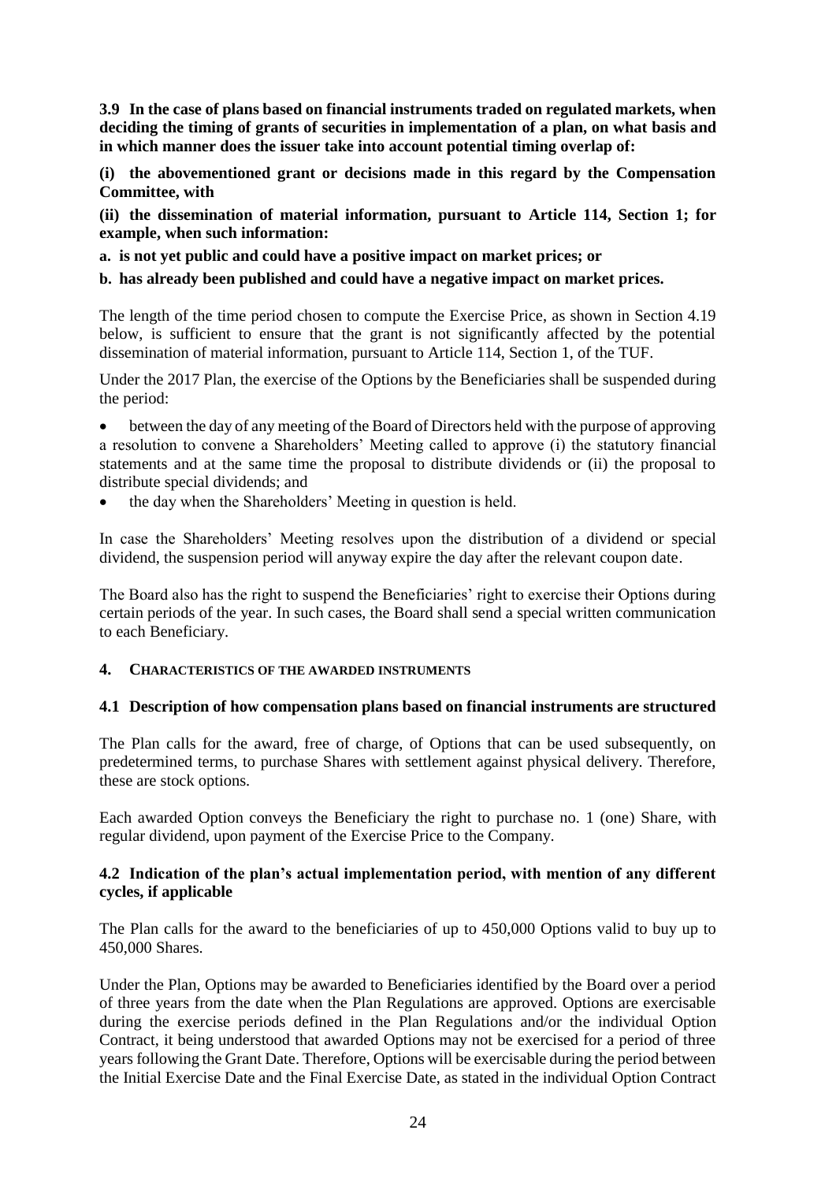**3.9 In the case of plans based on financial instruments traded on regulated markets, when deciding the timing of grants of securities in implementation of a plan, on what basis and in which manner does the issuer take into account potential timing overlap of:**

**(i) the abovementioned grant or decisions made in this regard by the Compensation Committee, with**

**(ii) the dissemination of material information, pursuant to Article 114, Section 1; for example, when such information:**

**a. is not yet public and could have a positive impact on market prices; or**

**b. has already been published and could have a negative impact on market prices.**

The length of the time period chosen to compute the Exercise Price, as shown in Section 4.19 below, is sufficient to ensure that the grant is not significantly affected by the potential dissemination of material information, pursuant to Article 114, Section 1, of the TUF.

Under the 2017 Plan, the exercise of the Options by the Beneficiaries shall be suspended during the period:

- between the day of any meeting of the Board of Directors held with the purpose of approving a resolution to convene a Shareholders' Meeting called to approve (i) the statutory financial statements and at the same time the proposal to distribute dividends or (ii) the proposal to distribute special dividends; and
- the day when the Shareholders' Meeting in question is held.

In case the Shareholders' Meeting resolves upon the distribution of a dividend or special dividend, the suspension period will anyway expire the day after the relevant coupon date.

The Board also has the right to suspend the Beneficiaries' right to exercise their Options during certain periods of the year. In such cases, the Board shall send a special written communication to each Beneficiary.

## 4. CHARACTERISTICS OF THE AWARDED INSTRUMENTS

### 4.1 Description of how compensation plans based on financial instruments are structured

The Plan calls for the award, free of charge, of Options that can be used subsequently, on predetermined terms, to purchase Shares with settlement against physical delivery. Therefore, these are stock options.

Each awarded Option conveys the Beneficiary the right to purchase no. 1 (one) Share, with regular dividend, upon payment of the Exercise Price to the Company.

### 4.2 Indication of the plan's actual implementation period, with mention of any different cycles, if applicable

The Plan calls for the award to the beneficiaries of up to 450,000 Options valid to buy up to 450,000 Shares.

Under the Plan, Options may be awarded to Beneficiaries identified by the Board over a period of three years from the date when the Plan Regulations are approved. Options are exercisable during the exercise periods defined in the Plan Regulations and/or the individual Option Contract, it being understood that awarded Options may not be exercised for a period of three years following the Grant Date. Therefore, Options will be exercisable during the period between the Initial Exercise Date and the Final Exercise Date, as stated in the individual Option Contract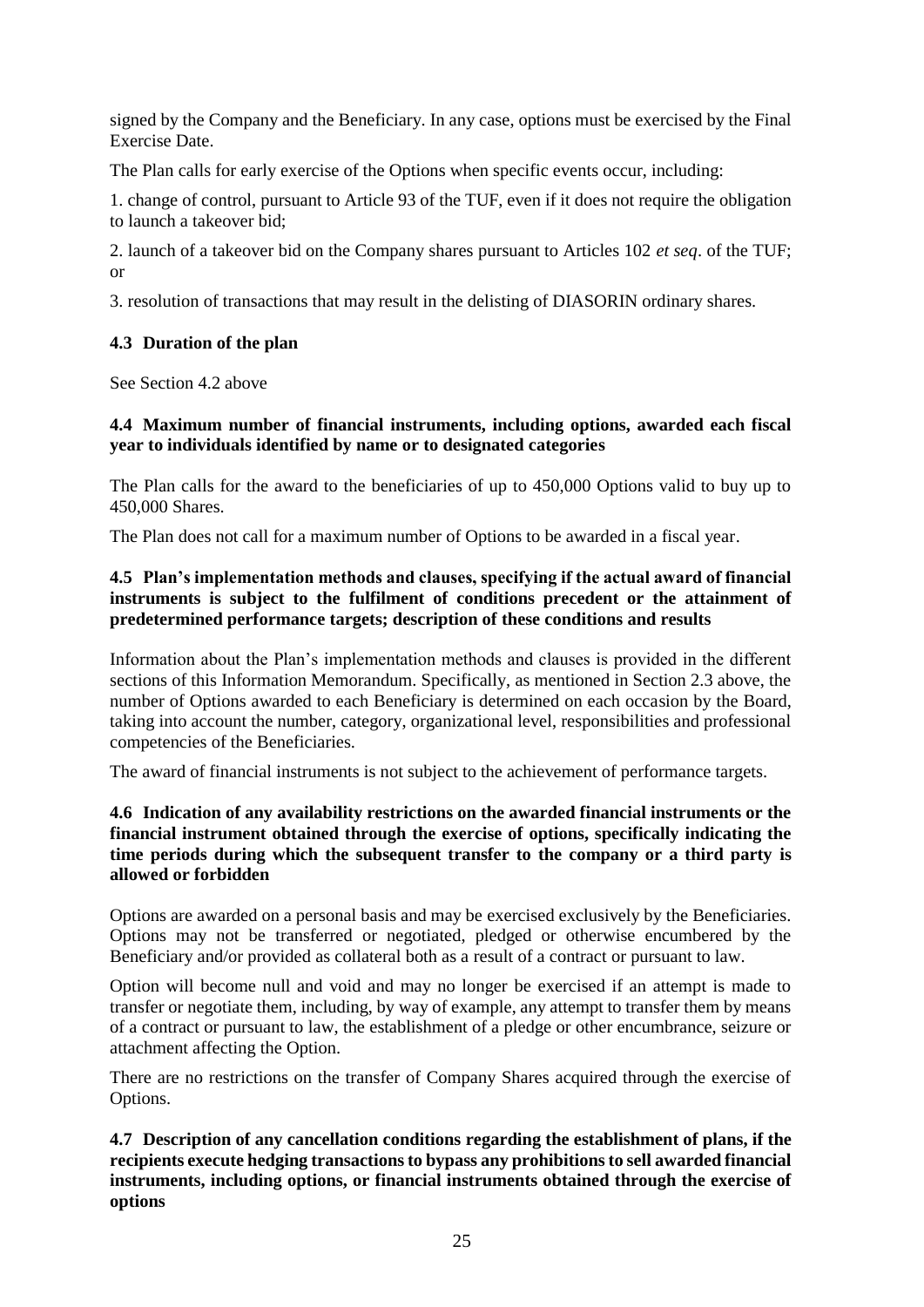signed by the Company and the Beneficiary. In any case, options must be exercised by the Final Exercise Date.

The Plan calls for early exercise of the Options when specific events occur, including:

1. change of control, pursuant to Article 93 of the TUF, even if it does not require the obligation to launch a takeover bid;

2. launch of a takeover bid on the Company shares pursuant to Articles 102 *et seq*. of the TUF; or

3. resolution of transactions that may result in the delisting of DIASORIN ordinary shares.

### 4.3 Duration of the plan

See Section 4.2 above

### 4.4 Maximum number of financial instruments, including options, awarded each fiscal year to individuals identified by name or to designated categories

The Plan calls for the award to the beneficiaries of up to 450,000 Options valid to buy up to 450,000 Shares.

The Plan does not call for a maximum number of Options to be awarded in a fiscal year.

### 4.5 Plan's implementation methods and clauses, specifying if the actual award of financial instruments is subject to the fulfilment of conditions precedent or the attainment of predetermined performance targets; description of these conditions and results

Information about the Plan's implementation methods and clauses is provided in the different sections of this Information Memorandum. Specifically, as mentioned in Section 2.3 above, the number of Options awarded to each Beneficiary is determined on each occasion by the Board, taking into account the number, category, organizational level, responsibilities and professional competencies of the Beneficiaries.

The award of financial instruments is not subject to the achievement of performance targets.

### 4.6 Indication of any availability restrictions on the awarded financial instruments or the financial instrument obtained through the exercise of options, specifically indicating the time periods during which the subsequent transfer to the company or a third party is allowed or forbidden

Options are awarded on a personal basis and may be exercised exclusively by the Beneficiaries. Options may not be transferred or negotiated, pledged or otherwise encumbered by the Beneficiary and/or provided as collateral both as a result of a contract or pursuant to law.

Option will become null and void and may no longer be exercised if an attempt is made to transfer or negotiate them, including, by way of example, any attempt to transfer them by means of a contract or pursuant to law, the establishment of a pledge or other encumbrance, seizure or attachment affecting the Option.

There are no restrictions on the transfer of Company Shares acquired through the exercise of Options.

### 4.7 Description of any cancellation conditions regarding the establishment of plans, if the recipients execute hedging transactions to bypass any prohibitions to sell awarded financial instruments, including options, or financial instruments obtained through the exercise of options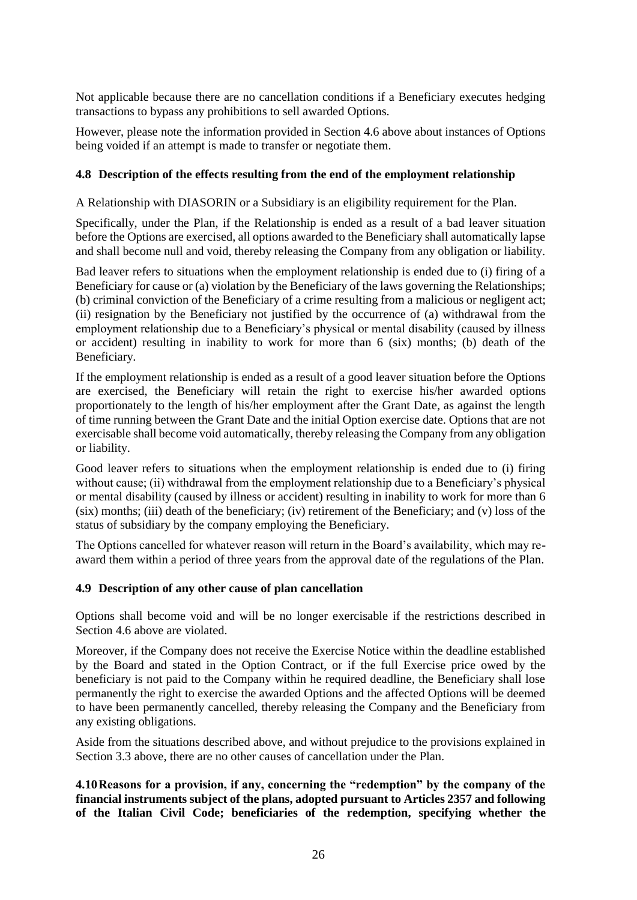Not applicable because there are no cancellation conditions if a Beneficiary executes hedging transactions to bypass any prohibitions to sell awarded Options.

However, please note the information provided in Section 4.6 above about instances of Options being voided if an attempt is made to transfer or negotiate them.

### 4.8 Description of the effects resulting from the end of the employment relationship

A Relationship with DIASORIN or a Subsidiary is an eligibility requirement for the Plan.

Specifically, under the Plan, if the Relationship is ended as a result of a bad leaver situation before the Options are exercised, all options awarded to the Beneficiary shall automatically lapse and shall become null and void, thereby releasing the Company from any obligation or liability.

Bad leaver refers to situations when the employment relationship is ended due to (i) firing of a Beneficiary for cause or (a) violation by the Beneficiary of the laws governing the Relationships; (b) criminal conviction of the Beneficiary of a crime resulting from a malicious or negligent act; (ii) resignation by the Beneficiary not justified by the occurrence of (a) withdrawal from the employment relationship due to a Beneficiary's physical or mental disability (caused by illness or accident) resulting in inability to work for more than 6 (six) months; (b) death of the Beneficiary.

If the employment relationship is ended as a result of a good leaver situation before the Options are exercised, the Beneficiary will retain the right to exercise his/her awarded options proportionately to the length of his/her employment after the Grant Date, as against the length of time running between the Grant Date and the initial Option exercise date. Options that are not exercisable shall become void automatically, thereby releasing the Company from any obligation or liability.

Good leaver refers to situations when the employment relationship is ended due to (i) firing without cause; (ii) withdrawal from the employment relationship due to a Beneficiary's physical or mental disability (caused by illness or accident) resulting in inability to work for more than 6 (six) months; (iii) death of the beneficiary; (iv) retirement of the Beneficiary; and (v) loss of the status of subsidiary by the company employing the Beneficiary.

The Options cancelled for whatever reason will return in the Board's availability, which may re-award them within a period of three years from the approval date of the regulations of the Plan.

### 4.9 Description of any other cause of plan cancellation

Options shall become void and will be no longer exercisable if the restrictions described in Section 4.6 above are violated.

Moreover, if the Company does not receive the Exercise Notice within the deadline established by the Board and stated in the Option Contract, or if the full Exercise price owed by the beneficiary is not paid to the Company within he required deadline, the Beneficiary shall lose permanently the right to exercise the awarded Options and the affected Options will be deemed to have been permanently cancelled, thereby releasing the Company and the Beneficiary from any existing obligations.

Aside from the situations described above, and without prejudice to the provisions explained in Section 3.3 above, there are no other causes of cancellation under the Plan.

### 4.10 Reasons for a provision, if any, concerning the "redemption" by the company of the financial instruments subject of the plans, adopted pursuant to Articles 2357 and following of the Italian Civil Code; beneficiaries of the redemption, specifying whether the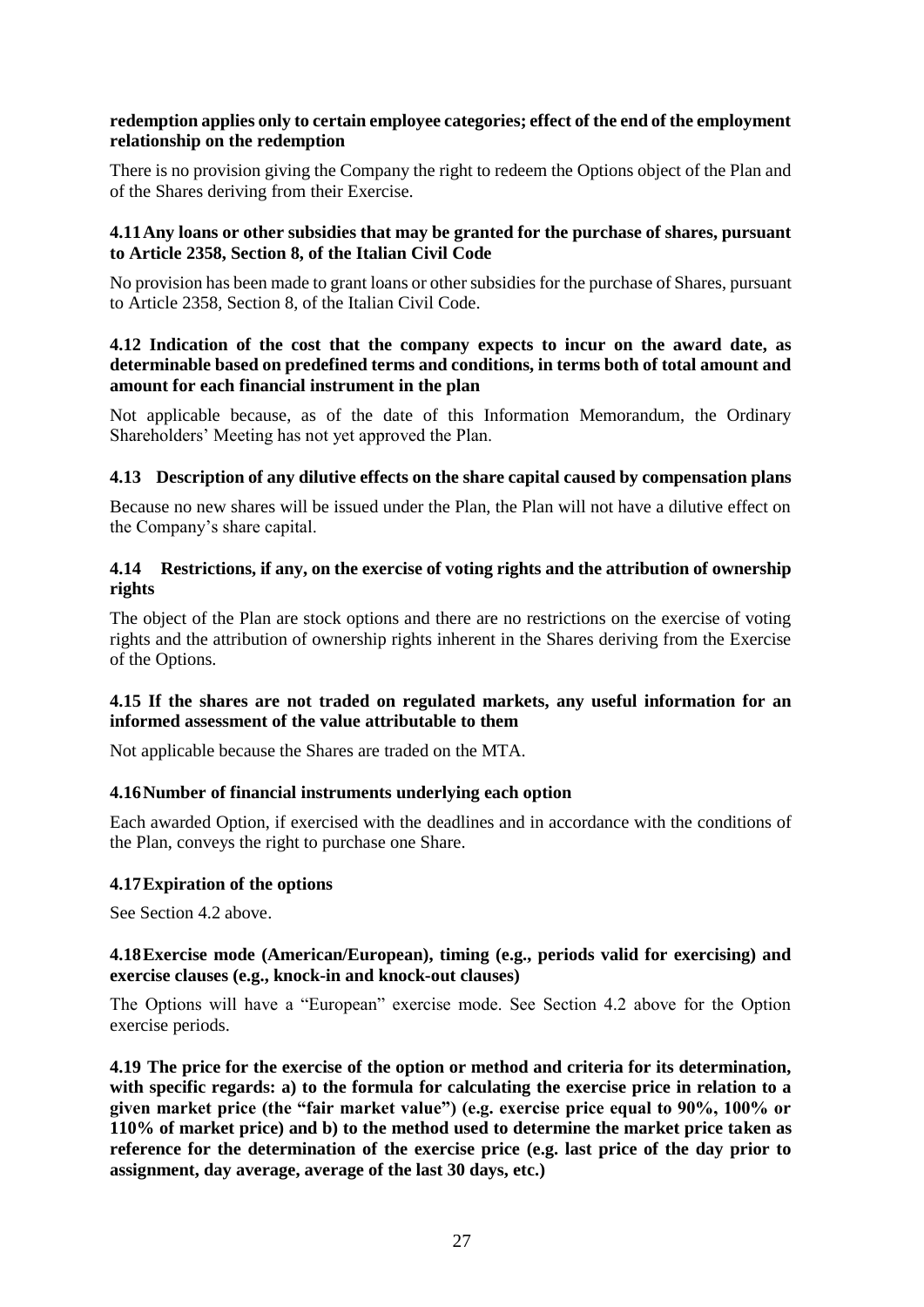**redemption applies only to certain employee categories; effect of the end of the employment relationship on the redemption**

There is no provision giving the Company the right to redeem the Options object of the Plan and of the Shares deriving from their Exercise.

### 4.11 Any loans or other subsidies that may be granted for the purchase of shares, pursuant to Article 2358, Section 8, of the Italian Civil Code

No provision has been made to grant loans or other subsidies for the purchase of Shares, pursuant to Article 2358, Section 8, of the Italian Civil Code.

### 4.12 Indication of the cost that the company expects to incur on the award date, as determinable based on predefined terms and conditions, in terms both of total amount and amount for each financial instrument in the plan

Not applicable because, as of the date of this Information Memorandum, the Ordinary Shareholders' Meeting has not yet approved the Plan.

### 4.13 Description of any dilutive effects on the share capital caused by compensation plans

Because no new shares will be issued under the Plan, the Plan will not have a dilutive effect on the Company's share capital.

### 4.14 Restrictions, if any, on the exercise of voting rights and the attribution of ownership rights

The object of the Plan are stock options and there are no restrictions on the exercise of voting rights and the attribution of ownership rights inherent in the Shares deriving from the Exercise of the Options.

### 4.15 If the shares are not traded on regulated markets, any useful information for an informed assessment of the value attributable to them

Not applicable because the Shares are traded on the MTA.

### 4.16 Number of financial instruments underlying each option

Each awarded Option, if exercised with the deadlines and in accordance with the conditions of the Plan, conveys the right to purchase one Share.

### 4.17 Expiration of the options

See Section 4.2 above.

### 4.18 Exercise mode (American/European), timing (e.g., periods valid for exercising) and exercise clauses (e.g., knock-in and knock-out clauses)

The Options will have a "European" exercise mode. See Section 4.2 above for the Option exercise periods.

### 4.19 The price for the exercise of the option or method and criteria for its determination, with specific regards: a) to the formula for calculating the exercise price in relation to a given market price (the "fair market value") (e.g. exercise price equal to 90%, 100% or 110% of market price) and b) to the method used to determine the market price taken as reference for the determination of the exercise price (e.g. last price of the day prior to assignment, day average, average of the last 30 days, etc.)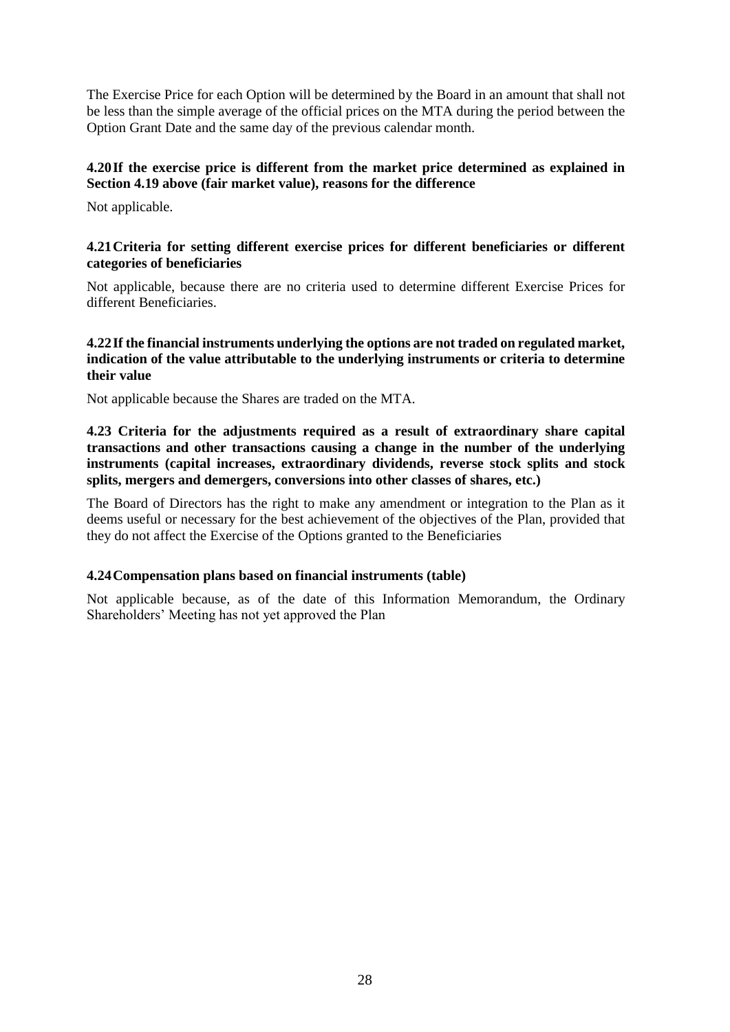The Exercise Price for each Option will be determined by the Board in an amount that shall not be less than the simple average of the official prices on the MTA during the period between the Option Grant Date and the same day of the previous calendar month.

### 4.20 If the exercise price is different from the market price determined as explained in Section 4.19 above (fair market value), reasons for the difference

Not applicable.

### 4.21 Criteria for setting different exercise prices for different beneficiaries or different categories of beneficiaries

Not applicable, because there are no criteria used to determine different Exercise Prices for different Beneficiaries.

### 4.22 If the financial instruments underlying the options are not traded on regulated market, indication of the value attributable to the underlying instruments or criteria to determine their value

Not applicable because the Shares are traded on the MTA.

### 4.23 Criteria for the adjustments required as a result of extraordinary share capital transactions and other transactions causing a change in the number of the underlying instruments (capital increases, extraordinary dividends, reverse stock splits and stock splits, mergers and demergers, conversions into other classes of shares, etc.)

The Board of Directors has the right to make any amendment or integration to the Plan as it deems useful or necessary for the best achievement of the objectives of the Plan, provided that they do not affect the Exercise of the Options granted to the Beneficiaries

### 4.24 Compensation plans based on financial instruments (table)

Not applicable because, as of the date of this Information Memorandum, the Ordinary Shareholders' Meeting has not yet approved the Plan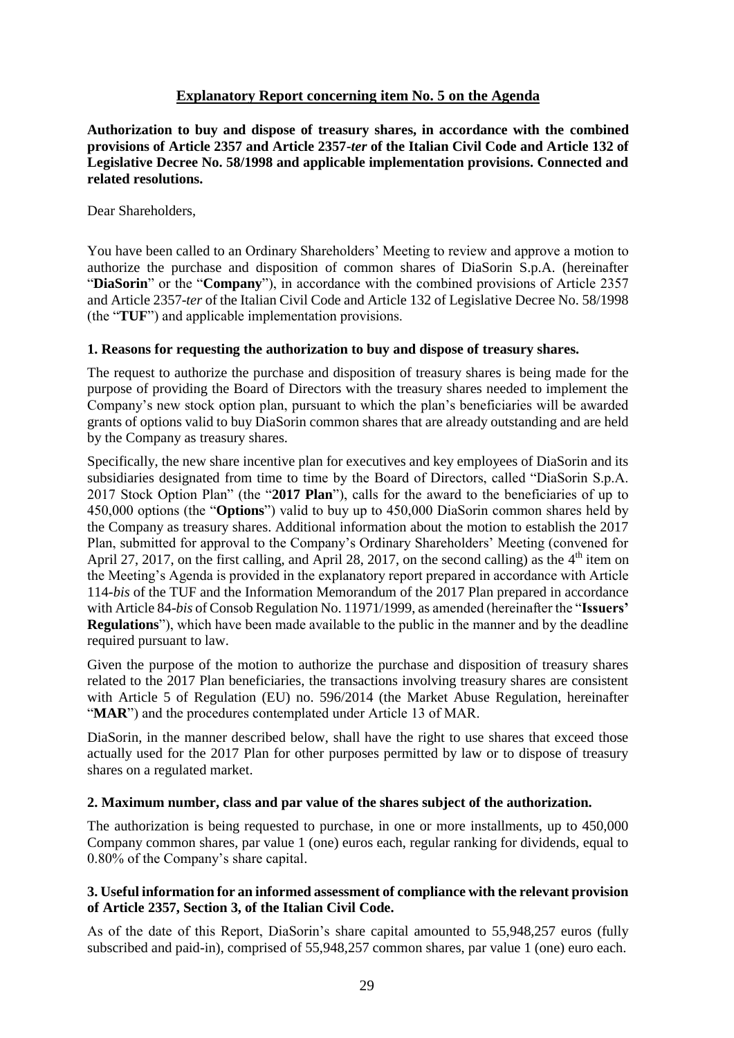## Explanatory Report concerning item No. 5 on the Agenda

**Authorization to buy and dispose of treasury shares, in accordance with the combined provisions of Article 2357 and Article 2357-*ter* of the Italian Civil Code and Article 132 of Legislative Decree No. 58/1998 and applicable implementation provisions. Connected and related resolutions.**

Dear Shareholders,

You have been called to an Ordinary Shareholders' Meeting to review and approve a motion to authorize the purchase and disposition of common shares of DiaSorin S.p.A. (hereinafter "**DiaSorin**" or the "**Company**"), in accordance with the combined provisions of Article 2357 and Article 2357-*ter* of the Italian Civil Code and Article 132 of Legislative Decree No. 58/1998 (the "**TUF**") and applicable implementation provisions.

### 1. Reasons for requesting the authorization to buy and dispose of treasury shares.

The request to authorize the purchase and disposition of treasury shares is being made for the purpose of providing the Board of Directors with the treasury shares needed to implement the Company's new stock option plan, pursuant to which the plan's beneficiaries will be awarded grants of options valid to buy DiaSorin common shares that are already outstanding and are held by the Company as treasury shares.

Specifically, the new share incentive plan for executives and key employees of DiaSorin and its subsidiaries designated from time to time by the Board of Directors, called "DiaSorin S.p.A. 2017 Stock Option Plan" (the "**2017 Plan**"), calls for the award to the beneficiaries of up to 450,000 options (the "**Options**") valid to buy up to 450,000 DiaSorin common shares held by the Company as treasury shares. Additional information about the motion to establish the 2017 Plan, submitted for approval to the Company's Ordinary Shareholders' Meeting (convened for April 27, 2017, on the first calling, and April 28, 2017, on the second calling) as the 4th item on the Meeting's Agenda is provided in the explanatory report prepared in accordance with Article 114-*bis* of the TUF and the Information Memorandum of the 2017 Plan prepared in accordance with Article 84-*bis* of Consob Regulation No. 11971/1999, as amended (hereinafter the "**Issuers' Regulations**"), which have been made available to the public in the manner and by the deadline required pursuant to law.

Given the purpose of the motion to authorize the purchase and disposition of treasury shares related to the 2017 Plan beneficiaries, the transactions involving treasury shares are consistent with Article 5 of Regulation (EU) no. 596/2014 (the Market Abuse Regulation, hereinafter "**MAR**") and the procedures contemplated under Article 13 of MAR.

DiaSorin, in the manner described below, shall have the right to use shares that exceed those actually used for the 2017 Plan for other purposes permitted by law or to dispose of treasury shares on a regulated market.

### 2. Maximum number, class and par value of the shares subject of the authorization.

The authorization is being requested to purchase, in one or more installments, up to 450,000 Company common shares, par value 1 (one) euros each, regular ranking for dividends, equal to 0.80% of the Company's share capital.

### 3. Useful information for an informed assessment of compliance with the relevant provision of Article 2357, Section 3, of the Italian Civil Code.

As of the date of this Report, DiaSorin's share capital amounted to 55,948,257 euros (fully subscribed and paid-in), comprised of 55,948,257 common shares, par value 1 (one) euro each.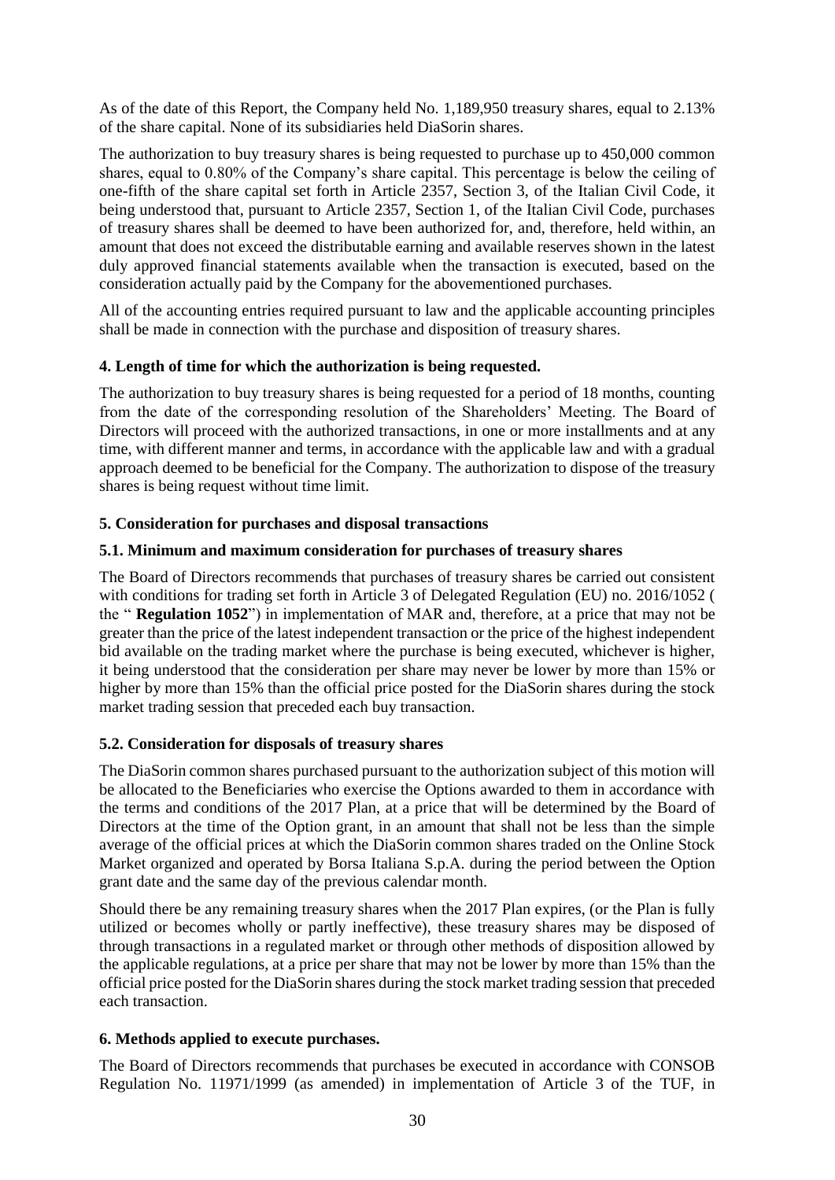As of the date of this Report, the Company held No. 1,189,950 treasury shares, equal to 2.13% of the share capital. None of its subsidiaries held DiaSorin shares.

The authorization to buy treasury shares is being requested to purchase up to 450,000 common shares, equal to 0.80% of the Company's share capital. This percentage is below the ceiling of one-fifth of the share capital set forth in Article 2357, Section 3, of the Italian Civil Code, it being understood that, pursuant to Article 2357, Section 1, of the Italian Civil Code, purchases of treasury shares shall be deemed to have been authorized for, and, therefore, held within, an amount that does not exceed the distributable earning and available reserves shown in the latest duly approved financial statements available when the transaction is executed, based on the consideration actually paid by the Company for the abovementioned purchases.

All of the accounting entries required pursuant to law and the applicable accounting principles shall be made in connection with the purchase and disposition of treasury shares.

### 4. Length of time for which the authorization is being requested.

The authorization to buy treasury shares is being requested for a period of 18 months, counting from the date of the corresponding resolution of the Shareholders' Meeting. The Board of Directors will proceed with the authorized transactions, in one or more installments and at any time, with different manner and terms, in accordance with the applicable law and with a gradual approach deemed to be beneficial for the Company. The authorization to dispose of the treasury shares is being request without time limit.

### 5. Consideration for purchases and disposal transactions

### 5.1. Minimum and maximum consideration for purchases of treasury shares

The Board of Directors recommends that purchases of treasury shares be carried out consistent with conditions for trading set forth in Article 3 of Delegated Regulation (EU) no. 2016/1052 ( the " **Regulation 1052**") in implementation of MAR and, therefore, at a price that may not be greater than the price of the latest independent transaction or the price of the highest independent bid available on the trading market where the purchase is being executed, whichever is higher, it being understood that the consideration per share may never be lower by more than 15% or higher by more than 15% than the official price posted for the DiaSorin shares during the stock market trading session that preceded each buy transaction.

### 5.2. Consideration for disposals of treasury shares

The DiaSorin common shares purchased pursuant to the authorization subject of this motion will be allocated to the Beneficiaries who exercise the Options awarded to them in accordance with the terms and conditions of the 2017 Plan, at a price that will be determined by the Board of Directors at the time of the Option grant, in an amount that shall not be less than the simple average of the official prices at which the DiaSorin common shares traded on the Online Stock Market organized and operated by Borsa Italiana S.p.A. during the period between the Option grant date and the same day of the previous calendar month.

Should there be any remaining treasury shares when the 2017 Plan expires, (or the Plan is fully utilized or becomes wholly or partly ineffective), these treasury shares may be disposed of through transactions in a regulated market or through other methods of disposition allowed by the applicable regulations, at a price per share that may not be lower by more than 15% than the official price posted for the DiaSorin shares during the stock market trading session that preceded each transaction.

### 6. Methods applied to execute purchases.

The Board of Directors recommends that purchases be executed in accordance with CONSOB Regulation No. 11971/1999 (as amended) in implementation of Article 3 of the TUF, in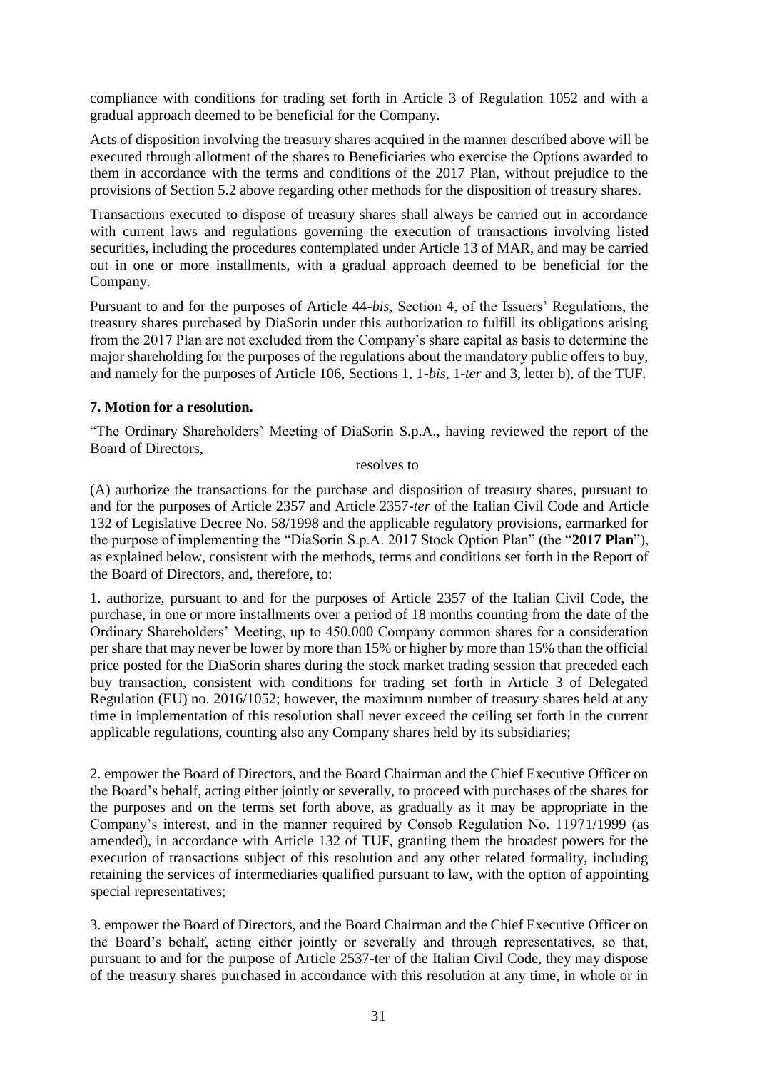compliance with conditions for trading set forth in Article 3 of Regulation 1052 and with a gradual approach deemed to be beneficial for the Company.

Acts of disposition involving the treasury shares acquired in the manner described above will be executed through allotment of the shares to Beneficiaries who exercise the Options awarded to them in accordance with the terms and conditions of the 2017 Plan, without prejudice to the provisions of Section 5.2 above regarding other methods for the disposition of treasury shares.

Transactions executed to dispose of treasury shares shall always be carried out in accordance with current laws and regulations governing the execution of transactions involving listed securities, including the procedures contemplated under Article 13 of MAR, and may be carried out in one or more installments, with a gradual approach deemed to be beneficial for the Company.

Pursuant to and for the purposes of Article 44-*bis*, Section 4, of the Issuers' Regulations, the treasury shares purchased by DiaSorin under this authorization to fulfill its obligations arising from the 2017 Plan are not excluded from the Company's share capital as basis to determine the major shareholding for the purposes of the regulations about the mandatory public offers to buy, and namely for the purposes of Article 106, Sections 1, 1-*bis*, 1-*ter* and 3, letter b), of the TUF.

**7. Motion for a resolution.**

"The Ordinary Shareholders' Meeting of DiaSorin S.p.A., having reviewed the report of the Board of Directors,

<u>resolves to</u>

(A) authorize the transactions for the purchase and disposition of treasury shares, pursuant to and for the purposes of Article 2357 and Article 2357-*ter* of the Italian Civil Code and Article 132 of Legislative Decree No. 58/1998 and the applicable regulatory provisions, earmarked for the purpose of implementing the "DiaSorin S.p.A. 2017 Stock Option Plan" (the "**2017 Plan**"), as explained below, consistent with the methods, terms and conditions set forth in the Report of the Board of Directors, and, therefore, to:

1. authorize, pursuant to and for the purposes of Article 2357 of the Italian Civil Code, the purchase, in one or more installments over a period of 18 months counting from the date of the Ordinary Shareholders' Meeting, up to 450,000 Company common shares for a consideration per share that may never be lower by more than 15% or higher by more than 15% than the official price posted for the DiaSorin shares during the stock market trading session that preceded each buy transaction, consistent with conditions for trading set forth in Article 3 of Delegated Regulation (EU) no. 2016/1052; however, the maximum number of treasury shares held at any time in implementation of this resolution shall never exceed the ceiling set forth in the current applicable regulations, counting also any Company shares held by its subsidiaries;

2. empower the Board of Directors, and the Board Chairman and the Chief Executive Officer on the Board's behalf, acting either jointly or severally, to proceed with purchases of the shares for the purposes and on the terms set forth above, as gradually as it may be appropriate in the Company's interest, and in the manner required by Consob Regulation No. 11971/1999 (as amended), in accordance with Article 132 of TUF, granting them the broadest powers for the execution of transactions subject of this resolution and any other related formality, including retaining the services of intermediaries qualified pursuant to law, with the option of appointing special representatives;

3. empower the Board of Directors, and the Board Chairman and the Chief Executive Officer on the Board's behalf, acting either jointly or severally and through representatives, so that, pursuant to and for the purpose of Article 2537-ter of the Italian Civil Code, they may dispose of the treasury shares purchased in accordance with this resolution at any time, in whole or in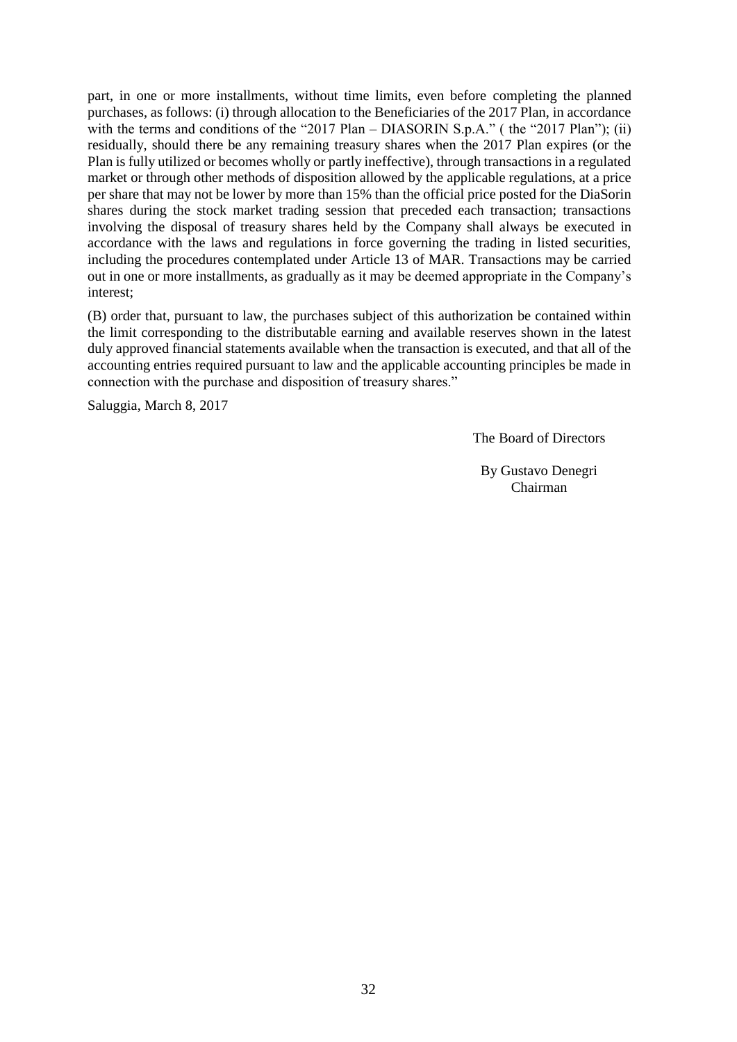part, in one or more installments, without time limits, even before completing the planned purchases, as follows: (i) through allocation to the Beneficiaries of the 2017 Plan, in accordance with the terms and conditions of the "2017 Plan – DIASORIN S.p.A." ( the "2017 Plan"); (ii) residually, should there be any remaining treasury shares when the 2017 Plan expires (or the Plan is fully utilized or becomes wholly or partly ineffective), through transactions in a regulated market or through other methods of disposition allowed by the applicable regulations, at a price per share that may not be lower by more than 15% than the official price posted for the DiaSorin shares during the stock market trading session that preceded each transaction; transactions involving the disposal of treasury shares held by the Company shall always be executed in accordance with the laws and regulations in force governing the trading in listed securities, including the procedures contemplated under Article 13 of MAR. Transactions may be carried out in one or more installments, as gradually as it may be deemed appropriate in the Company's interest;

(B) order that, pursuant to law, the purchases subject of this authorization be contained within the limit corresponding to the distributable earning and available reserves shown in the latest duly approved financial statements available when the transaction is executed, and that all of the accounting entries required pursuant to law and the applicable accounting principles be made in connection with the purchase and disposition of treasury shares."

Saluggia, March 8, 2017

The Board of Directors

By Gustavo Denegri
Chairman